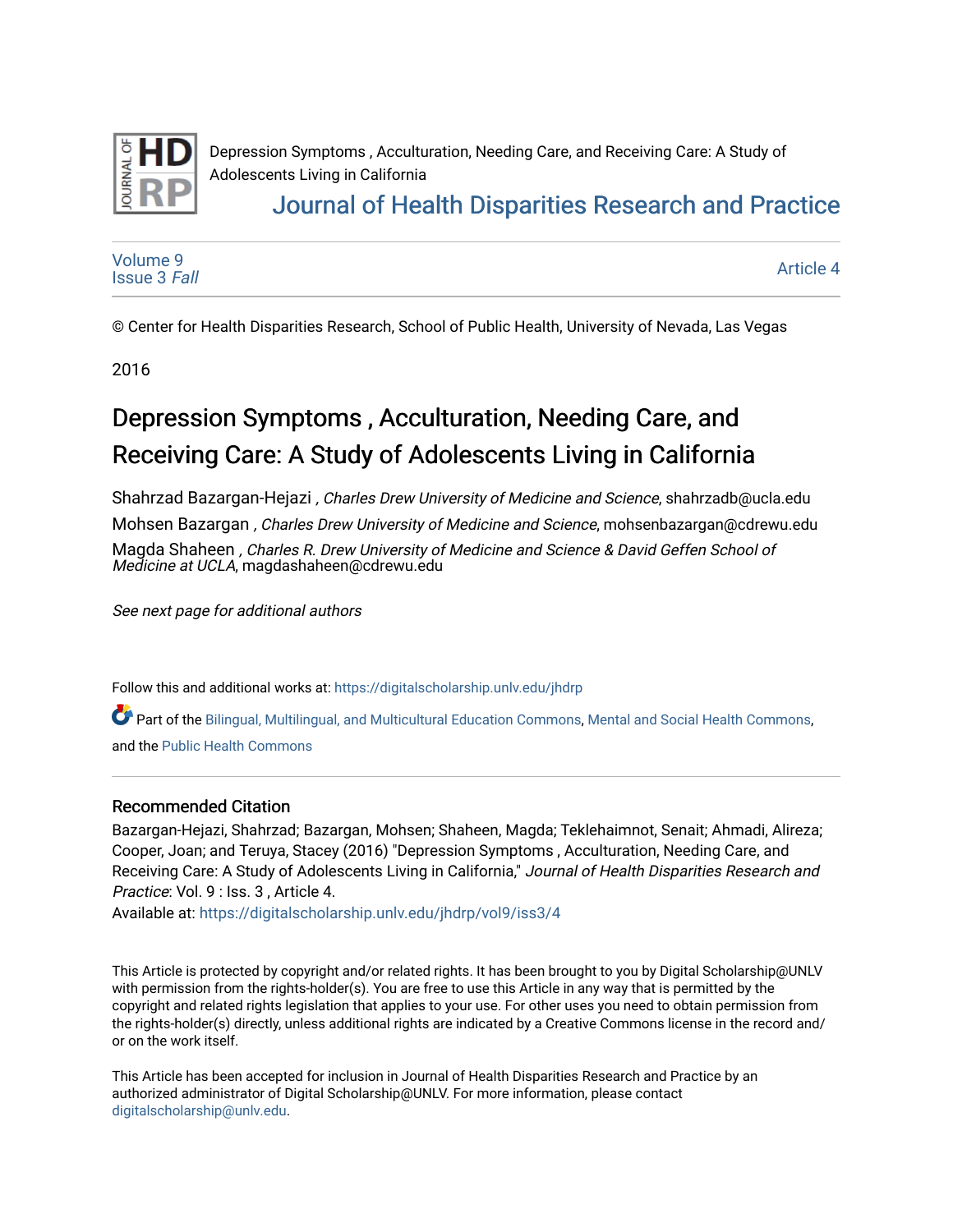Depression Symptoms , Acculturation, Needing Care, and Receiving Care: A Study of Adolescents Living in California

Journal of Health Disparities Research and Practice

Volume 9
Issue 3 *Fall*

Article 4

© Center for Health Disparities Research, School of Public Health, University of Nevada, Las Vegas

2016

# Depression Symptoms , Acculturation, Needing Care, and Receiving Care: A Study of Adolescents Living in California

Shahrzad Bazargan-Hejazi , *Charles Drew University of Medicine and Science*, shahrzadb@ucla.edu

Mohsen Bazargan , *Charles Drew University of Medicine and Science*, mohsenbazargan@cdrewu.edu

Magda Shaheen , *Charles R. Drew University of Medicine and Science & David Geffen School of Medicine at UCLA*, magdashaheen@cdrewu.edu

*See next page for additional authors*

Follow this and additional works at: https://digitalscholarship.unlv.edu/jhdrp

Part of the Bilingual, Multilingual, and Multicultural Education Commons, Mental and Social Health Commons, and the Public Health Commons

## Recommended Citation

Bazargan-Hejazi, Shahrzad; Bazargan, Mohsen; Shaheen, Magda; Teklehaimnot, Senait; Ahmadi, Alireza; Cooper, Joan; and Teruya, Stacey (2016) "Depression Symptoms , Acculturation, Needing Care, and Receiving Care: A Study of Adolescents Living in California," *Journal of Health Disparities Research and Practice*: Vol. 9 : Iss. 3 , Article 4.
Available at: https://digitalscholarship.unlv.edu/jhdrp/vol9/iss3/4

This Article is protected by copyright and/or related rights. It has been brought to you by Digital Scholarship@UNLV with permission from the rights-holder(s). You are free to use this Article in any way that is permitted by the copyright and related rights legislation that applies to your use. For other uses you need to obtain permission from the rights-holder(s) directly, unless additional rights are indicated by a Creative Commons license in the record and/ or on the work itself.

This Article has been accepted for inclusion in Journal of Health Disparities Research and Practice by an authorized administrator of Digital Scholarship@UNLV. For more information, please contact digitalscholarship@unlv.edu.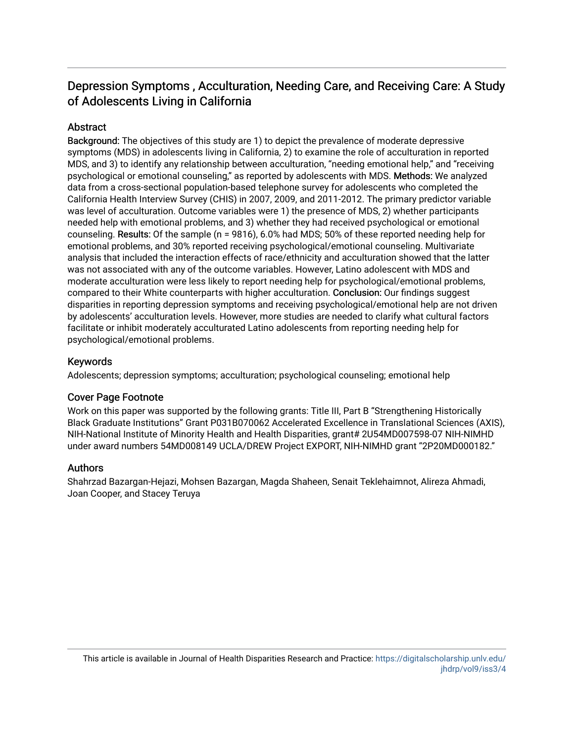# Depression Symptoms , Acculturation, Needing Care, and Receiving Care: A Study of Adolescents Living in California

## Abstract

**Background:** The objectives of this study are 1) to depict the prevalence of moderate depressive symptoms (MDS) in adolescents living in California, 2) to examine the role of acculturation in reported MDS, and 3) to identify any relationship between acculturation, "needing emotional help," and "receiving psychological or emotional counseling," as reported by adolescents with MDS. **Methods:** We analyzed data from a cross-sectional population-based telephone survey for adolescents who completed the California Health Interview Survey (CHIS) in 2007, 2009, and 2011-2012. The primary predictor variable was level of acculturation. Outcome variables were 1) the presence of MDS, 2) whether participants needed help with emotional problems, and 3) whether they had received psychological or emotional counseling. **Results:** Of the sample (n = 9816), 6.0% had MDS; 50% of these reported needing help for emotional problems, and 30% reported receiving psychological/emotional counseling. Multivariate analysis that included the interaction effects of race/ethnicity and acculturation showed that the latter was not associated with any of the outcome variables. However, Latino adolescent with MDS and moderate acculturation were less likely to report needing help for psychological/emotional problems, compared to their White counterparts with higher acculturation. **Conclusion:** Our findings suggest disparities in reporting depression symptoms and receiving psychological/emotional help are not driven by adolescents' acculturation levels. However, more studies are needed to clarify what cultural factors facilitate or inhibit moderately acculturated Latino adolescents from reporting needing help for psychological/emotional problems.

## Keywords

Adolescents; depression symptoms; acculturation; psychological counseling; emotional help

## Cover Page Footnote

Work on this paper was supported by the following grants: Title III, Part B "Strengthening Historically Black Graduate Institutions" Grant P031B070062 Accelerated Excellence in Translational Sciences (AXIS), NIH-National Institute of Minority Health and Health Disparities, grant# 2U54MD007598-07 NIH-NIMHD under award numbers 54MD008149 UCLA/DREW Project EXPORT, NIH-NIMHD grant "2P20MD000182."

## Authors

Shahrzad Bazargan-Hejazi, Mohsen Bazargan, Magda Shaheen, Senait Teklehaimnot, Alireza Ahmadi, Joan Cooper, and Stacey Teruya

This article is available in Journal of Health Disparities Research and Practice: https://digitalscholarship.unlv.edu/jhdrp/vol9/iss3/4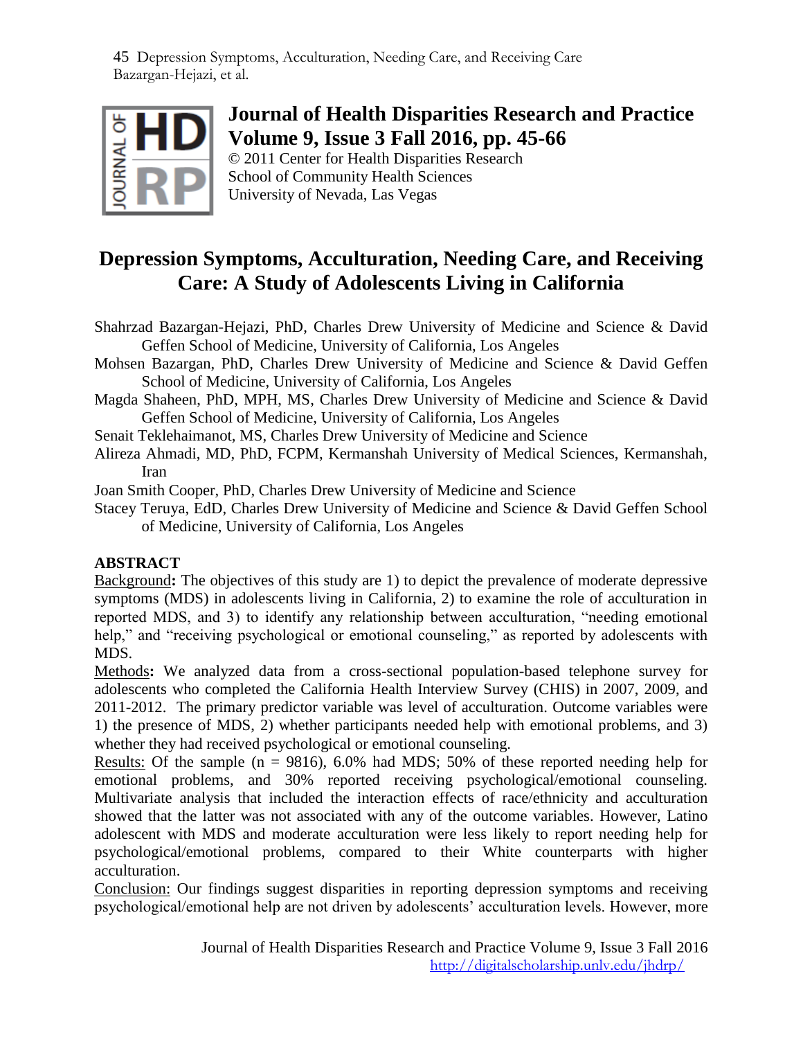**Journal of Health Disparities Research and Practice**
**Volume 9, Issue 3 Fall 2016, pp. 45-66**
© 2011 Center for Health Disparities Research
School of Community Health Sciences
University of Nevada, Las Vegas

# Depression Symptoms, Acculturation, Needing Care, and Receiving Care: A Study of Adolescents Living in California

Shahrzad Bazargan-Hejazi, PhD, Charles Drew University of Medicine and Science & David Geffen School of Medicine, University of California, Los Angeles
Mohsen Bazargan, PhD, Charles Drew University of Medicine and Science & David Geffen School of Medicine, University of California, Los Angeles
Magda Shaheen, PhD, MPH, MS, Charles Drew University of Medicine and Science & David Geffen School of Medicine, University of California, Los Angeles
Senait Teklehaimanot, MS, Charles Drew University of Medicine and Science
Alireza Ahmadi, MD, PhD, FCPM, Kermanshah University of Medical Sciences, Kermanshah, Iran
Joan Smith Cooper, PhD, Charles Drew University of Medicine and Science
Stacey Teruya, EdD, Charles Drew University of Medicine and Science & David Geffen School of Medicine, University of California, Los Angeles

## ABSTRACT

Background**:** The objectives of this study are 1) to depict the prevalence of moderate depressive symptoms (MDS) in adolescents living in California, 2) to examine the role of acculturation in reported MDS, and 3) to identify any relationship between acculturation, "needing emotional help," and "receiving psychological or emotional counseling," as reported by adolescents with MDS.

Methods**:** We analyzed data from a cross-sectional population-based telephone survey for adolescents who completed the California Health Interview Survey (CHIS) in 2007, 2009, and 2011-2012. The primary predictor variable was level of acculturation. Outcome variables were 1) the presence of MDS, 2) whether participants needed help with emotional problems, and 3) whether they had received psychological or emotional counseling.

Results: Of the sample (n = 9816), 6.0% had MDS; 50% of these reported needing help for emotional problems, and 30% reported receiving psychological/emotional counseling. Multivariate analysis that included the interaction effects of race/ethnicity and acculturation showed that the latter was not associated with any of the outcome variables. However, Latino adolescent with MDS and moderate acculturation were less likely to report needing help for psychological/emotional problems, compared to their White counterparts with higher acculturation.

Conclusion: Our findings suggest disparities in reporting depression symptoms and receiving psychological/emotional help are not driven by adolescents' acculturation levels. However, more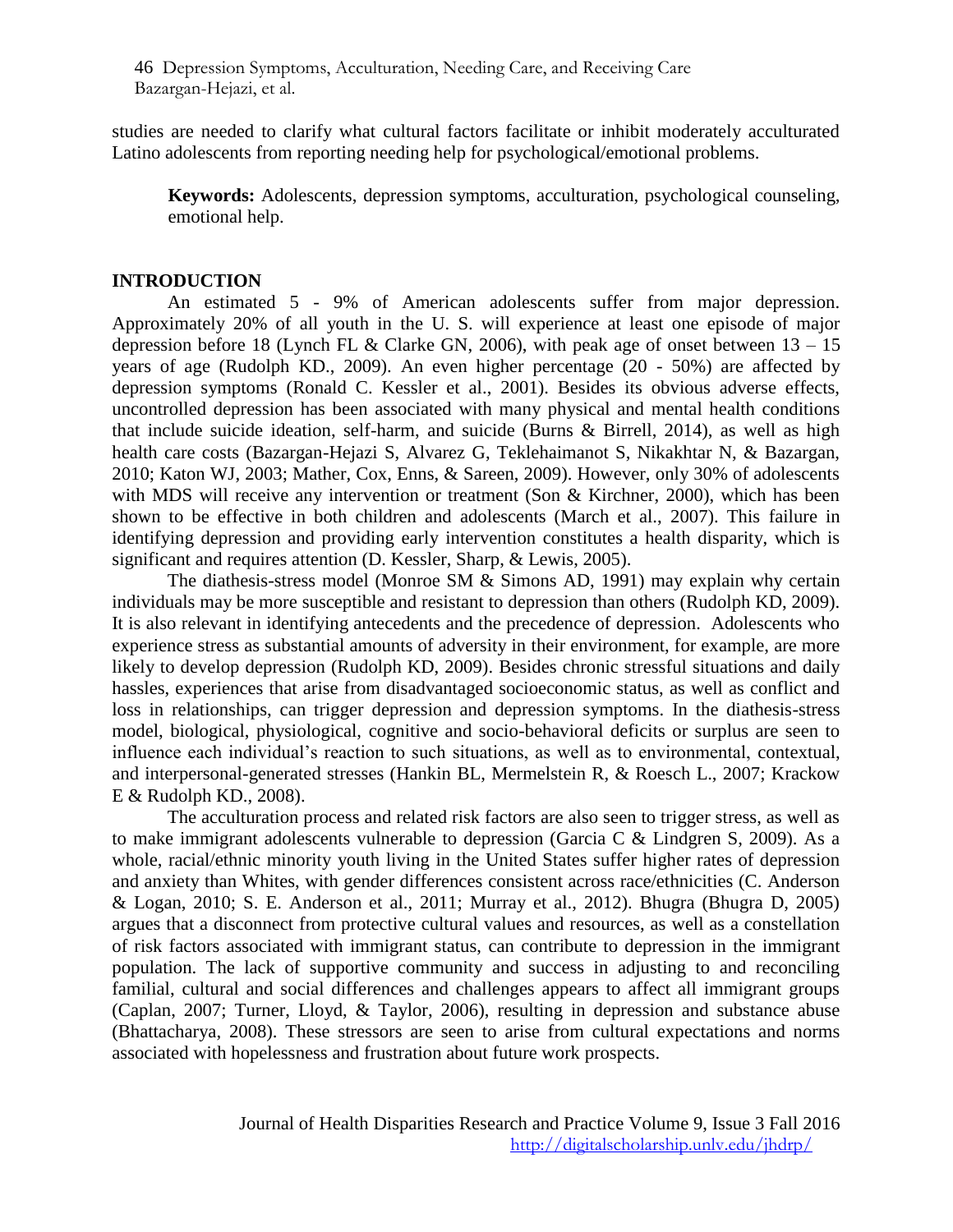studies are needed to clarify what cultural factors facilitate or inhibit moderately acculturated Latino adolescents from reporting needing help for psychological/emotional problems.

**Keywords:** Adolescents, depression symptoms, acculturation, psychological counseling, emotional help.

## INTRODUCTION

An estimated 5 - 9% of American adolescents suffer from major depression. Approximately 20% of all youth in the U. S. will experience at least one episode of major depression before 18 (Lynch FL & Clarke GN, 2006), with peak age of onset between 13 – 15 years of age (Rudolph KD., 2009). An even higher percentage (20 - 50%) are affected by depression symptoms (Ronald C. Kessler et al., 2001). Besides its obvious adverse effects, uncontrolled depression has been associated with many physical and mental health conditions that include suicide ideation, self-harm, and suicide (Burns & Birrell, 2014), as well as high health care costs (Bazargan-Hejazi S, Alvarez G, Teklehaimanot S, Nikakhtar N, & Bazargan, 2010; Katon WJ, 2003; Mather, Cox, Enns, & Sareen, 2009). However, only 30% of adolescents with MDS will receive any intervention or treatment (Son & Kirchner, 2000), which has been shown to be effective in both children and adolescents (March et al., 2007). This failure in identifying depression and providing early intervention constitutes a health disparity, which is significant and requires attention (D. Kessler, Sharp, & Lewis, 2005).

The diathesis-stress model (Monroe SM & Simons AD, 1991) may explain why certain individuals may be more susceptible and resistant to depression than others (Rudolph KD, 2009). It is also relevant in identifying antecedents and the precedence of depression. Adolescents who experience stress as substantial amounts of adversity in their environment, for example, are more likely to develop depression (Rudolph KD, 2009). Besides chronic stressful situations and daily hassles, experiences that arise from disadvantaged socioeconomic status, as well as conflict and loss in relationships, can trigger depression and depression symptoms. In the diathesis-stress model, biological, physiological, cognitive and socio-behavioral deficits or surplus are seen to influence each individual's reaction to such situations, as well as to environmental, contextual, and interpersonal-generated stresses (Hankin BL, Mermelstein R, & Roesch L., 2007; Krackow E & Rudolph KD., 2008).

The acculturation process and related risk factors are also seen to trigger stress, as well as to make immigrant adolescents vulnerable to depression (Garcia C & Lindgren S, 2009). As a whole, racial/ethnic minority youth living in the United States suffer higher rates of depression and anxiety than Whites, with gender differences consistent across race/ethnicities (C. Anderson & Logan, 2010; S. E. Anderson et al., 2011; Murray et al., 2012). Bhugra (Bhugra D, 2005) argues that a disconnect from protective cultural values and resources, as well as a constellation of risk factors associated with immigrant status, can contribute to depression in the immigrant population. The lack of supportive community and success in adjusting to and reconciling familial, cultural and social differences and challenges appears to affect all immigrant groups (Caplan, 2007; Turner, Lloyd, & Taylor, 2006), resulting in depression and substance abuse (Bhattacharya, 2008). These stressors are seen to arise from cultural expectations and norms associated with hopelessness and frustration about future work prospects.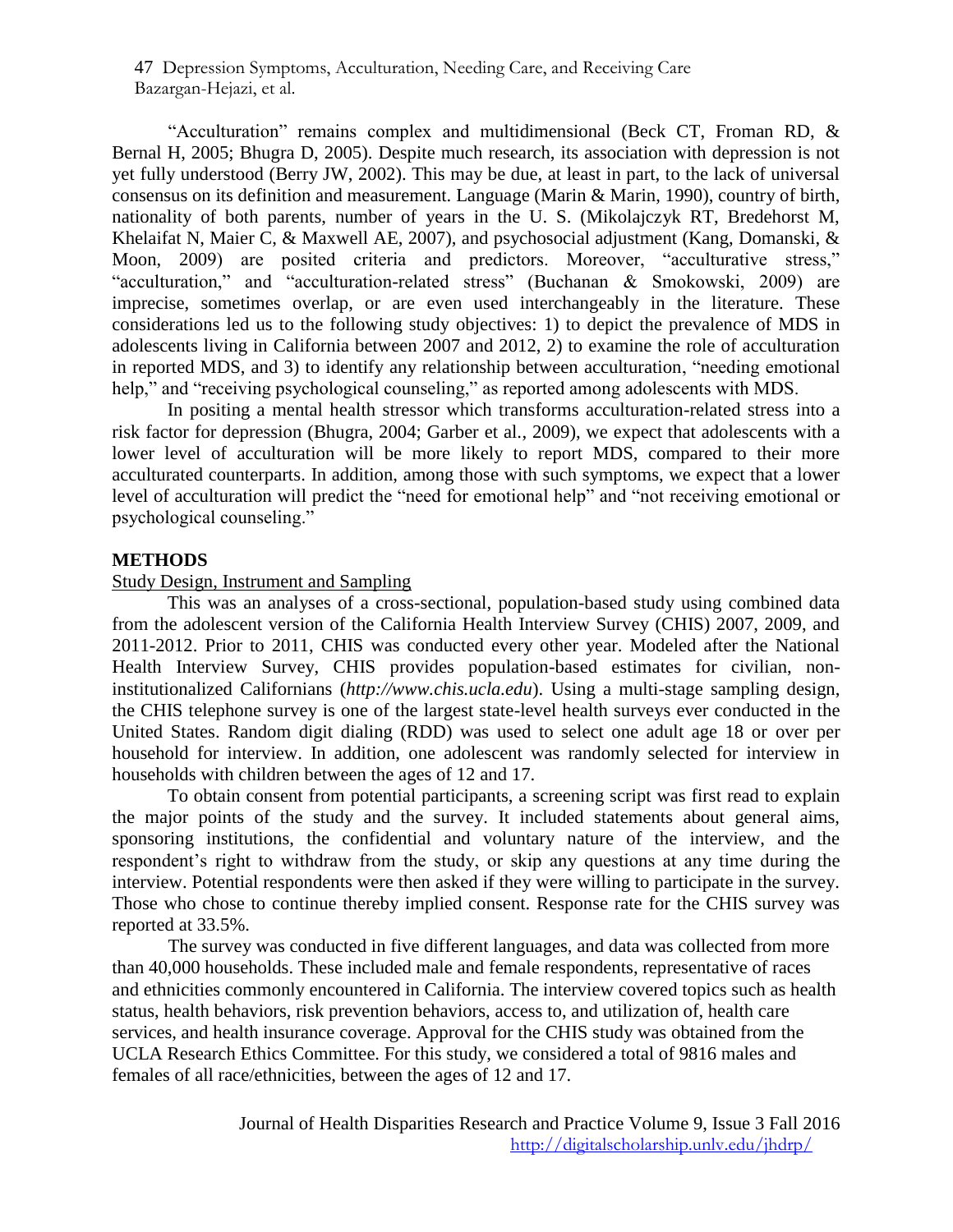"Acculturation" remains complex and multidimensional (Beck CT, Froman RD, & Bernal H, 2005; Bhugra D, 2005). Despite much research, its association with depression is not yet fully understood (Berry JW, 2002). This may be due, at least in part, to the lack of universal consensus on its definition and measurement. Language (Marin & Marin, 1990), country of birth, nationality of both parents, number of years in the U. S. (Mikolajczyk RT, Bredehorst M, Khelaifat N, Maier C, & Maxwell AE, 2007), and psychosocial adjustment (Kang, Domanski, & Moon, 2009) are posited criteria and predictors. Moreover, "acculturative stress," "acculturation," and "acculturation-related stress" (Buchanan & Smokowski, 2009) are imprecise, sometimes overlap, or are even used interchangeably in the literature. These considerations led us to the following study objectives: 1) to depict the prevalence of MDS in adolescents living in California between 2007 and 2012, 2) to examine the role of acculturation in reported MDS, and 3) to identify any relationship between acculturation, "needing emotional help," and "receiving psychological counseling," as reported among adolescents with MDS.

In positing a mental health stressor which transforms acculturation-related stress into a risk factor for depression (Bhugra, 2004; Garber et al., 2009), we expect that adolescents with a lower level of acculturation will be more likely to report MDS, compared to their more acculturated counterparts. In addition, among those with such symptoms, we expect that a lower level of acculturation will predict the "need for emotional help" and "not receiving emotional or psychological counseling."

## METHODS

### Study Design, Instrument and Sampling

This was an analyses of a cross-sectional, population-based study using combined data from the adolescent version of the California Health Interview Survey (CHIS) 2007, 2009, and 2011-2012. Prior to 2011, CHIS was conducted every other year. Modeled after the National Health Interview Survey, CHIS provides population-based estimates for civilian, non-institutionalized Californians (*http://www.chis.ucla.edu*). Using a multi-stage sampling design, the CHIS telephone survey is one of the largest state-level health surveys ever conducted in the United States. Random digit dialing (RDD) was used to select one adult age 18 or over per household for interview. In addition, one adolescent was randomly selected for interview in households with children between the ages of 12 and 17.

To obtain consent from potential participants, a screening script was first read to explain the major points of the study and the survey. It included statements about general aims, sponsoring institutions, the confidential and voluntary nature of the interview, and the respondent's right to withdraw from the study, or skip any questions at any time during the interview. Potential respondents were then asked if they were willing to participate in the survey. Those who chose to continue thereby implied consent. Response rate for the CHIS survey was reported at 33.5%.

The survey was conducted in five different languages, and data was collected from more than 40,000 households. These included male and female respondents, representative of races and ethnicities commonly encountered in California. The interview covered topics such as health status, health behaviors, risk prevention behaviors, access to, and utilization of, health care services, and health insurance coverage. Approval for the CHIS study was obtained from the UCLA Research Ethics Committee. For this study, we considered a total of 9816 males and females of all race/ethnicities, between the ages of 12 and 17.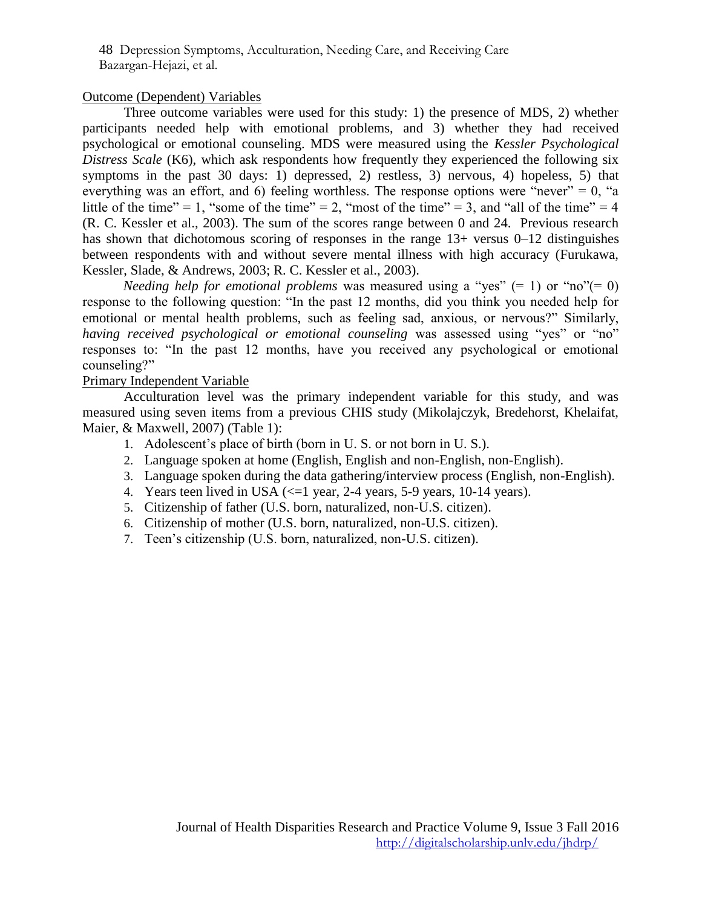Outcome (Dependent) Variables

Three outcome variables were used for this study: 1) the presence of MDS, 2) whether participants needed help with emotional problems, and 3) whether they had received psychological or emotional counseling. MDS were measured using the *Kessler Psychological Distress Scale* (K6), which ask respondents how frequently they experienced the following six symptoms in the past 30 days: 1) depressed, 2) restless, 3) nervous, 4) hopeless, 5) that everything was an effort, and 6) feeling worthless. The response options were "never" = 0, "a little of the time" = 1, "some of the time" = 2, "most of the time" = 3, and "all of the time" = 4 (R. C. Kessler et al., 2003). The sum of the scores range between 0 and 24. Previous research has shown that dichotomous scoring of responses in the range 13+ versus 0–12 distinguishes between respondents with and without severe mental illness with high accuracy (Furukawa, Kessler, Slade, & Andrews, 2003; R. C. Kessler et al., 2003).

*Needing help for emotional problems* was measured using a "yes" (= 1) or "no"(= 0) response to the following question: "In the past 12 months, did you think you needed help for emotional or mental health problems, such as feeling sad, anxious, or nervous?" Similarly, *having received psychological or emotional counseling* was assessed using "yes" or "no" responses to: "In the past 12 months, have you received any psychological or emotional counseling?"

Primary Independent Variable

Acculturation level was the primary independent variable for this study, and was measured using seven items from a previous CHIS study (Mikolajczyk, Bredehorst, Khelaifat, Maier, & Maxwell, 2007) (Table 1):

1. Adolescent's place of birth (born in U. S. or not born in U. S.).
2. Language spoken at home (English, English and non-English, non-English).
3. Language spoken during the data gathering/interview process (English, non-English).
4. Years teen lived in USA (<=1 year, 2-4 years, 5-9 years, 10-14 years).
5. Citizenship of father (U.S. born, naturalized, non-U.S. citizen).
6. Citizenship of mother (U.S. born, naturalized, non-U.S. citizen).
7. Teen's citizenship (U.S. born, naturalized, non-U.S. citizen).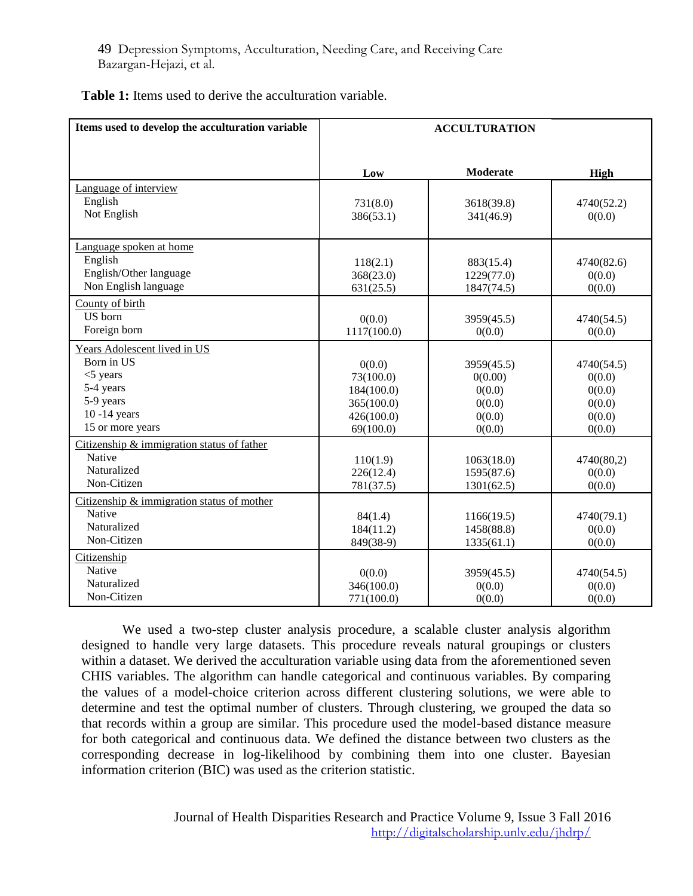**Table 1:** Items used to derive the acculturation variable.

| Items used to develop the acculturation variable | ACCULTURATION | | |
|---|---|---|---|
| | Low | Moderate | High |
| Language of interview | | | |
| English | 731(8.0) | 3618(39.8) | 4740(52.2) |
| Not English | 386(53.1) | 341(46.9) | 0(0.0) |
| Language spoken at home | | | |
| English | 118(2.1) | 883(15.4) | 4740(82.6) |
| English/Other language | 368(23.0) | 1229(77.0) | 0(0.0) |
| Non English language | 631(25.5) | 1847(74.5) | 0(0.0) |
| County of birth | | | |
| US born | 0(0.0) | 3959(45.5) | 4740(54.5) |
| Foreign born | 1117(100.0) | 0(0.0) | 0(0.0) |
| Years Adolescent lived in US | | | |
| Born in US | 0(0.0) | 3959(45.5) | 4740(54.5) |
| <5 years | 73(100.0) | 0(0.00) | 0(0.0) |
| 5-4 years | 184(100.0) | 0(0.0) | 0(0.0) |
| 5-9 years | 365(100.0) | 0(0.0) | 0(0.0) |
| 10 -14 years | 426(100.0) | 0(0.0) | 0(0.0) |
| 15 or more years | 69(100.0) | 0(0.0) | 0(0.0) |
| Citizenship & immigration status of father | | | |
| Native | 110(1.9) | 1063(18.0) | 4740(80,2) |
| Naturalized | 226(12.4) | 1595(87.6) | 0(0.0) |
| Non-Citizen | 781(37.5) | 1301(62.5) | 0(0.0) |
| Citizenship & immigration status of mother | | | |
| Native | 84(1.4) | 1166(19.5) | 4740(79.1) |
| Naturalized | 184(11.2) | 1458(88.8) | 0(0.0) |
| Non-Citizen | 849(38-9) | 1335(61.1) | 0(0.0) |
| Citizenship | | | |
| Native | 0(0.0) | 3959(45.5) | 4740(54.5) |
| Naturalized | 346(100.0) | 0(0.0) | 0(0.0) |
| Non-Citizen | 771(100.0) | 0(0.0) | 0(0.0) |

We used a two-step cluster analysis procedure, a scalable cluster analysis algorithm designed to handle very large datasets. This procedure reveals natural groupings or clusters within a dataset. We derived the acculturation variable using data from the aforementioned seven CHIS variables. The algorithm can handle categorical and continuous variables. By comparing the values of a model-choice criterion across different clustering solutions, we were able to determine and test the optimal number of clusters. Through clustering, we grouped the data so that records within a group are similar. This procedure used the model-based distance measure for both categorical and continuous data. We defined the distance between two clusters as the corresponding decrease in log-likelihood by combining them into one cluster. Bayesian information criterion (BIC) was used as the criterion statistic.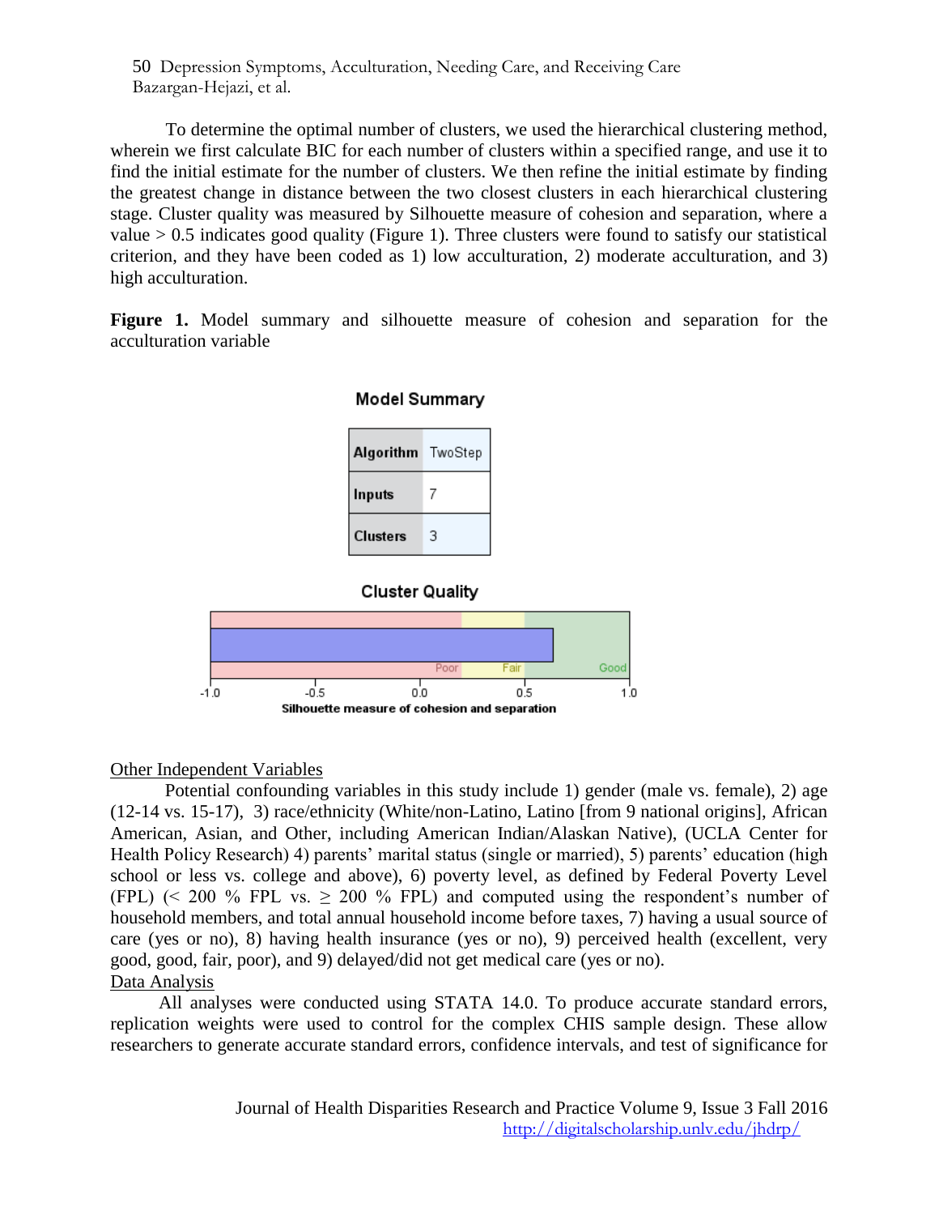To determine the optimal number of clusters, we used the hierarchical clustering method, wherein we first calculate BIC for each number of clusters within a specified range, and use it to find the initial estimate for the number of clusters. We then refine the initial estimate by finding the greatest change in distance between the two closest clusters in each hierarchical clustering stage. Cluster quality was measured by Silhouette measure of cohesion and separation, where a value > 0.5 indicates good quality (Figure 1). Three clusters were found to satisfy our statistical criterion, and they have been coded as 1) low acculturation, 2) moderate acculturation, and 3) high acculturation.

**Figure 1.** Model summary and silhouette measure of cohesion and separation for the acculturation variable

**Model Summary**

| Algorithm | TwoStep |
|---|---|
| Inputs | 7 |
| Clusters | 3 |

**Cluster Quality**

Poor | Fair | Good

-1.0 | -0.5 | 0.0 | 0.5 | 1.0

**Silhouette measure of cohesion and separation**

<u>Other Independent Variables</u>

Potential confounding variables in this study include 1) gender (male vs. female), 2) age (12-14 vs. 15-17), 3) race/ethnicity (White/non-Latino, Latino [from 9 national origins], African American, Asian, and Other, including American Indian/Alaskan Native), (UCLA Center for Health Policy Research) 4) parents' marital status (single or married), 5) parents' education (high school or less vs. college and above), 6) poverty level, as defined by Federal Poverty Level (FPL) (< 200 % FPL vs. ≥ 200 % FPL) and computed using the respondent's number of household members, and total annual household income before taxes, 7) having a usual source of care (yes or no), 8) having health insurance (yes or no), 9) perceived health (excellent, very good, good, fair, poor), and 9) delayed/did not get medical care (yes or no).

<u>Data Analysis</u>

All analyses were conducted using STATA 14.0. To produce accurate standard errors, replication weights were used to control for the complex CHIS sample design. These allow researchers to generate accurate standard errors, confidence intervals, and test of significance for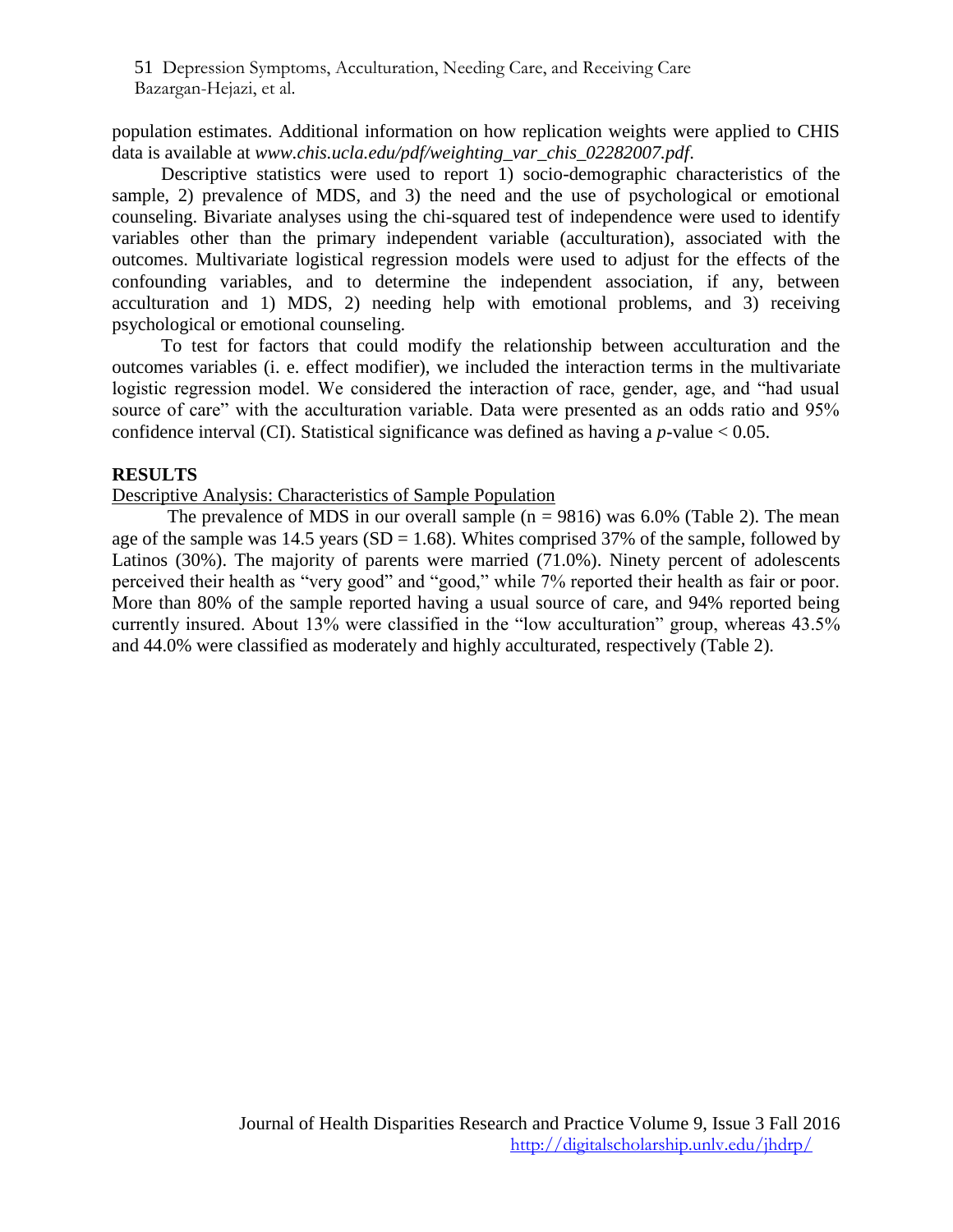population estimates. Additional information on how replication weights were applied to CHIS data is available at *www.chis.ucla.edu/pdf/weighting_var_chis_02282007.pdf*.

Descriptive statistics were used to report 1) socio-demographic characteristics of the sample, 2) prevalence of MDS, and 3) the need and the use of psychological or emotional counseling. Bivariate analyses using the chi-squared test of independence were used to identify variables other than the primary independent variable (acculturation), associated with the outcomes. Multivariate logistical regression models were used to adjust for the effects of the confounding variables, and to determine the independent association, if any, between acculturation and 1) MDS, 2) needing help with emotional problems, and 3) receiving psychological or emotional counseling.

To test for factors that could modify the relationship between acculturation and the outcomes variables (i. e. effect modifier), we included the interaction terms in the multivariate logistic regression model. We considered the interaction of race, gender, age, and "had usual source of care" with the acculturation variable. Data were presented as an odds ratio and 95% confidence interval (CI). Statistical significance was defined as having a *p*-value < 0.05.

## RESULTS

Descriptive Analysis: Characteristics of Sample Population

The prevalence of MDS in our overall sample (n = 9816) was 6.0% (Table 2). The mean age of the sample was 14.5 years (SD = 1.68). Whites comprised 37% of the sample, followed by Latinos (30%). The majority of parents were married (71.0%). Ninety percent of adolescents perceived their health as "very good" and "good," while 7% reported their health as fair or poor. More than 80% of the sample reported having a usual source of care, and 94% reported being currently insured. About 13% were classified in the "low acculturation" group, whereas 43.5% and 44.0% were classified as moderately and highly acculturated, respectively (Table 2).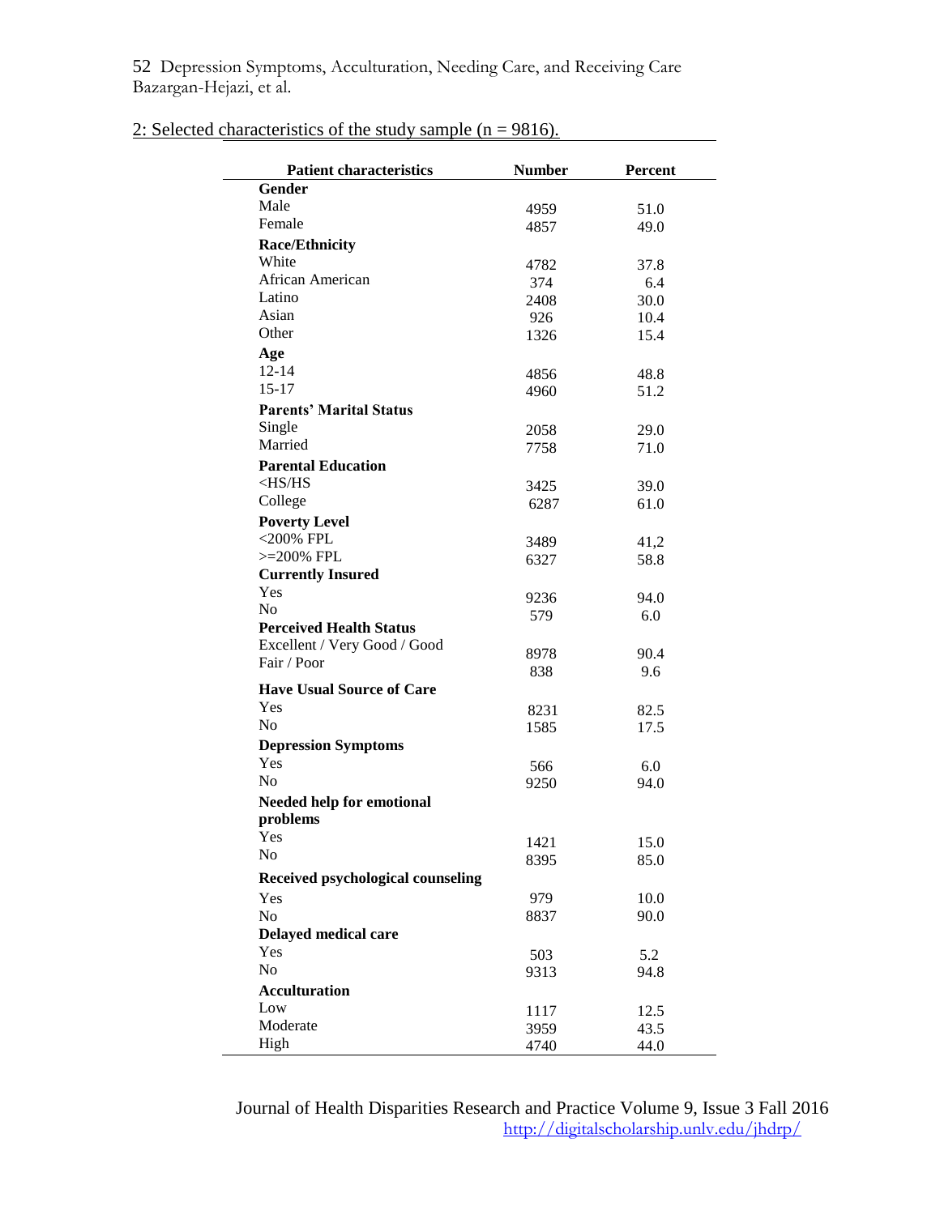2: Selected characteristics of the study sample (n = 9816).

| Patient characteristics | Number | Percent |
|---|---|---|
| **Gender** | | |
| Male | 4959 | 51.0 |
| Female | 4857 | 49.0 |
| **Race/Ethnicity** | | |
| White | 4782 | 37.8 |
| African American | 374 | 6.4 |
| Latino | 2408 | 30.0 |
| Asian | 926 | 10.4 |
| Other | 1326 | 15.4 |
| **Age** | | |
| 12-14 | 4856 | 48.8 |
| 15-17 | 4960 | 51.2 |
| **Parents' Marital Status** | | |
| Single | 2058 | 29.0 |
| Married | 7758 | 71.0 |
| **Parental Education** | | |
| <HS/HS | 3425 | 39.0 |
| College | 6287 | 61.0 |
| **Poverty Level** | | |
| <200% FPL | 3489 | 41,2 |
| >=200% FPL | 6327 | 58.8 |
| **Currently Insured** | | |
| Yes | 9236 | 94.0 |
| No | 579 | 6.0 |
| **Perceived Health Status** | | |
| Excellent / Very Good / Good | 8978 | 90.4 |
| Fair / Poor | 838 | 9.6 |
| **Have Usual Source of Care** | | |
| Yes | 8231 | 82.5 |
| No | 1585 | 17.5 |
| **Depression Symptoms** | | |
| Yes | 566 | 6.0 |
| No | 9250 | 94.0 |
| **Needed help for emotional problems** | | |
| Yes | 1421 | 15.0 |
| No | 8395 | 85.0 |
| **Received psychological counseling** | | |
| Yes | 979 | 10.0 |
| No | 8837 | 90.0 |
| **Delayed medical care** | | |
| Yes | 503 | 5.2 |
| No | 9313 | 94.8 |
| **Acculturation** | | |
| Low | 1117 | 12.5 |
| Moderate | 3959 | 43.5 |
| High | 4740 | 44.0 |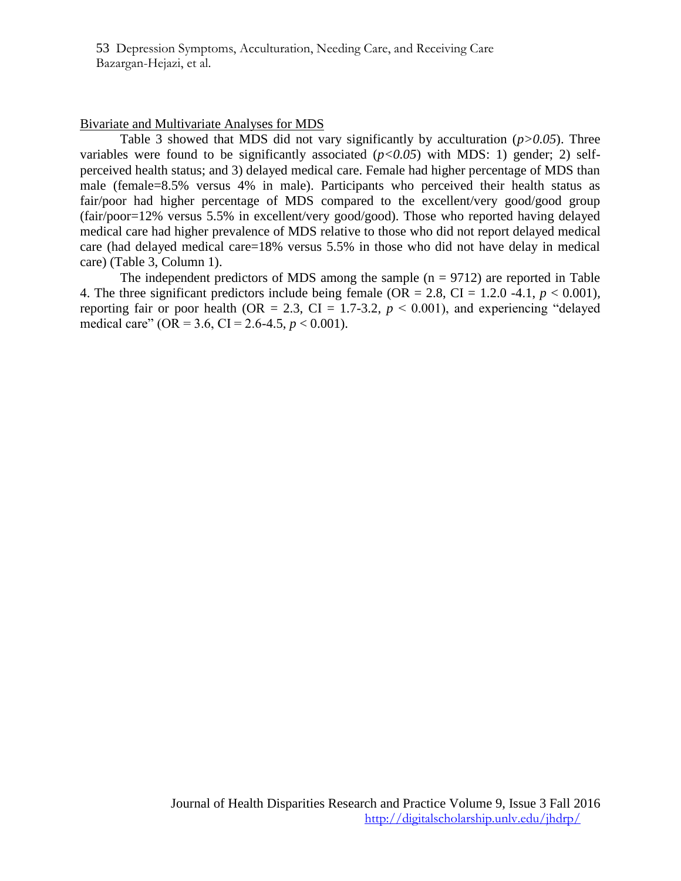Bivariate and Multivariate Analyses for MDS

Table 3 showed that MDS did not vary significantly by acculturation (*p>0.05*). Three variables were found to be significantly associated (*p<0.05*) with MDS: 1) gender; 2) self-perceived health status; and 3) delayed medical care. Female had higher percentage of MDS than male (female=8.5% versus 4% in male). Participants who perceived their health status as fair/poor had higher percentage of MDS compared to the excellent/very good/good group (fair/poor=12% versus 5.5% in excellent/very good/good). Those who reported having delayed medical care had higher prevalence of MDS relative to those who did not report delayed medical care (had delayed medical care=18% versus 5.5% in those who did not have delay in medical care) (Table 3, Column 1).

The independent predictors of MDS among the sample (n = 9712) are reported in Table 4. The three significant predictors include being female (OR = 2.8, CI = 1.2.0 -4.1, *p* < 0.001), reporting fair or poor health (OR = 2.3, CI = 1.7-3.2, *p* < 0.001), and experiencing "delayed medical care" (OR = 3.6, CI = 2.6-4.5, *p* < 0.001).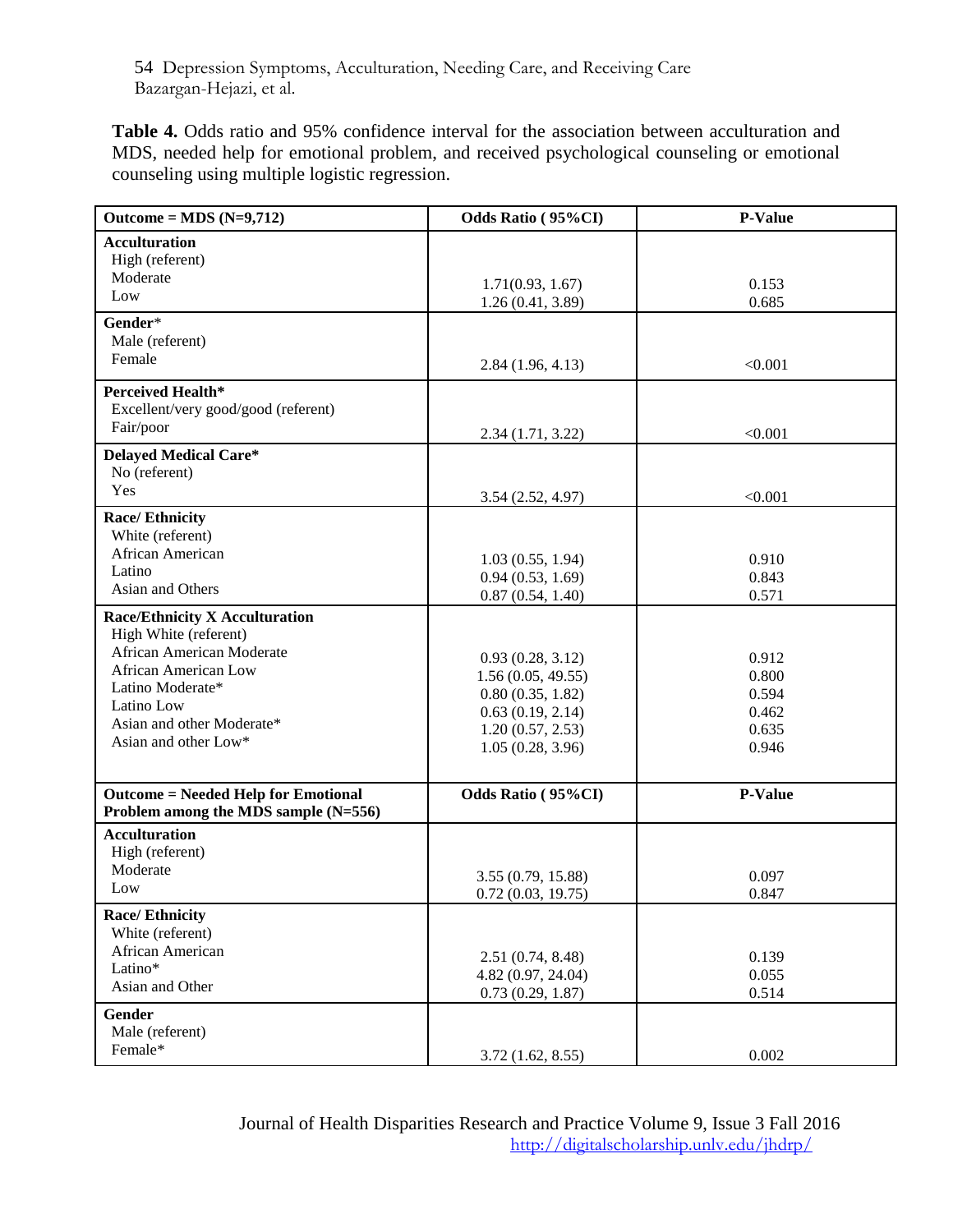**Table 4.** Odds ratio and 95% confidence interval for the association between acculturation and MDS, needed help for emotional problem, and received psychological counseling or emotional counseling using multiple logistic regression.

| Outcome = MDS (N=9,712) | Odds Ratio ( 95%CI) | P-Value |
|---|---|---|
| **Acculturation** | | |
| High (referent) | | |
| Moderate | 1.71(0.93, 1.67) | 0.153 |
| Low | 1.26 (0.41, 3.89) | 0.685 |
| **Gender*** | | |
| Male (referent) | | |
| Female | 2.84 (1.96, 4.13) | <0.001 |
| **Perceived Health*** | | |
| Excellent/very good/good (referent) | | |
| Fair/poor | 2.34 (1.71, 3.22) | <0.001 |
| **Delayed Medical Care*** | | |
| No (referent) | | |
| Yes | 3.54 (2.52, 4.97) | <0.001 |
| **Race/ Ethnicity** | | |
| White (referent) | | |
| African American | 1.03 (0.55, 1.94) | 0.910 |
| Latino | 0.94 (0.53, 1.69) | 0.843 |
| Asian and Others | 0.87 (0.54, 1.40) | 0.571 |
| **Race/Ethnicity X Acculturation** | | |
| High White (referent) | | |
| African American Moderate | 0.93 (0.28, 3.12) | 0.912 |
| African American Low | 1.56 (0.05, 49.55) | 0.800 |
| Latino Moderate* | 0.80 (0.35, 1.82) | 0.594 |
| Latino Low | 0.63 (0.19, 2.14) | 0.462 |
| Asian and other Moderate* | 1.20 (0.57, 2.53) | 0.635 |
| Asian and other Low* | 1.05 (0.28, 3.96) | 0.946 |
| **Outcome = Needed Help for Emotional Problem among the MDS sample (N=556)** | **Odds Ratio ( 95%CI)** | **P-Value** |
| **Acculturation** | | |
| High (referent) | | |
| Moderate | 3.55 (0.79, 15.88) | 0.097 |
| Low | 0.72 (0.03, 19.75) | 0.847 |
| **Race/ Ethnicity** | | |
| White (referent) | | |
| African American | 2.51 (0.74, 8.48) | 0.139 |
| Latino* | 4.82 (0.97, 24.04) | 0.055 |
| Asian and Other | 0.73 (0.29, 1.87) | 0.514 |
| **Gender** | | |
| Male (referent) | | |
| Female* | 3.72 (1.62, 8.55) | 0.002 |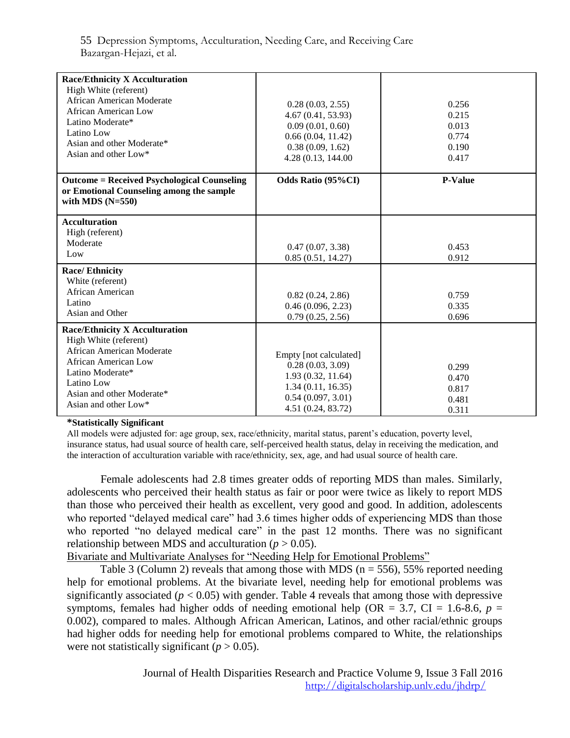| **Race/Ethnicity X Acculturation** | | |
|---|---|---|
| High White (referent) | | |
| African American Moderate | 0.28 (0.03, 2.55) | 0.256 |
| African American Low | 4.67 (0.41, 53.93) | 0.215 |
| Latino Moderate* | 0.09 (0.01, 0.60) | 0.013 |
| Latino Low | 0.66 (0.04, 11.42) | 0.774 |
| Asian and other Moderate* | 0.38 (0.09, 1.62) | 0.190 |
| Asian and other Low* | 4.28 (0.13, 144.00 | 0.417 |
| **Outcome = Received Psychological Counseling or Emotional Counseling among the sample with MDS (N=550)** | **Odds Ratio (95%CI)** | **P-Value** |
| **Acculturation** | | |
| High (referent) | | |
| Moderate | 0.47 (0.07, 3.38) | 0.453 |
| Low | 0.85 (0.51, 14.27) | 0.912 |
| **Race/ Ethnicity** | | |
| White (referent) | | |
| African American | 0.82 (0.24, 2.86) | 0.759 |
| Latino | 0.46 (0.096, 2.23) | 0.335 |
| Asian and Other | 0.79 (0.25, 2.56) | 0.696 |
| **Race/Ethnicity X Acculturation** | | |
| High White (referent) | | |
| African American Moderate | Empty [not calculated] | |
| African American Low | 0.28 (0.03, 3.09) | 0.299 |
| Latino Moderate* | 1.93 (0.32, 11.64) | 0.470 |
| Latino Low | 1.34 (0.11, 16.35) | 0.817 |
| Asian and other Moderate* | 0.54 (0.097, 3.01) | 0.481 |
| Asian and other Low* | 4.51 (0.24, 83.72) | 0.311 |

**\*Statistically Significant**

All models were adjusted for: age group, sex, race/ethnicity, marital status, parent's education, poverty level, insurance status, had usual source of health care, self-perceived health status, delay in receiving the medication, and the interaction of acculturation variable with race/ethnicity, sex, age, and had usual source of health care.

Female adolescents had 2.8 times greater odds of reporting MDS than males. Similarly, adolescents who perceived their health status as fair or poor were twice as likely to report MDS than those who perceived their health as excellent, very good and good. In addition, adolescents who reported "delayed medical care" had 3.6 times higher odds of experiencing MDS than those who reported "no delayed medical care" in the past 12 months. There was no significant relationship between MDS and acculturation ($p > 0.05$).

<u>Bivariate and Multivariate Analyses for "Needing Help for Emotional Problems"</u>

Table 3 (Column 2) reveals that among those with MDS (n = 556), 55% reported needing help for emotional problems. At the bivariate level, needing help for emotional problems was significantly associated ($p < 0.05$) with gender. Table 4 reveals that among those with depressive symptoms, females had higher odds of needing emotional help (OR = 3.7, CI = 1.6-8.6, $p$ = 0.002), compared to males. Although African American, Latinos, and other racial/ethnic groups had higher odds for needing help for emotional problems compared to White, the relationships were not statistically significant ($p > 0.05$).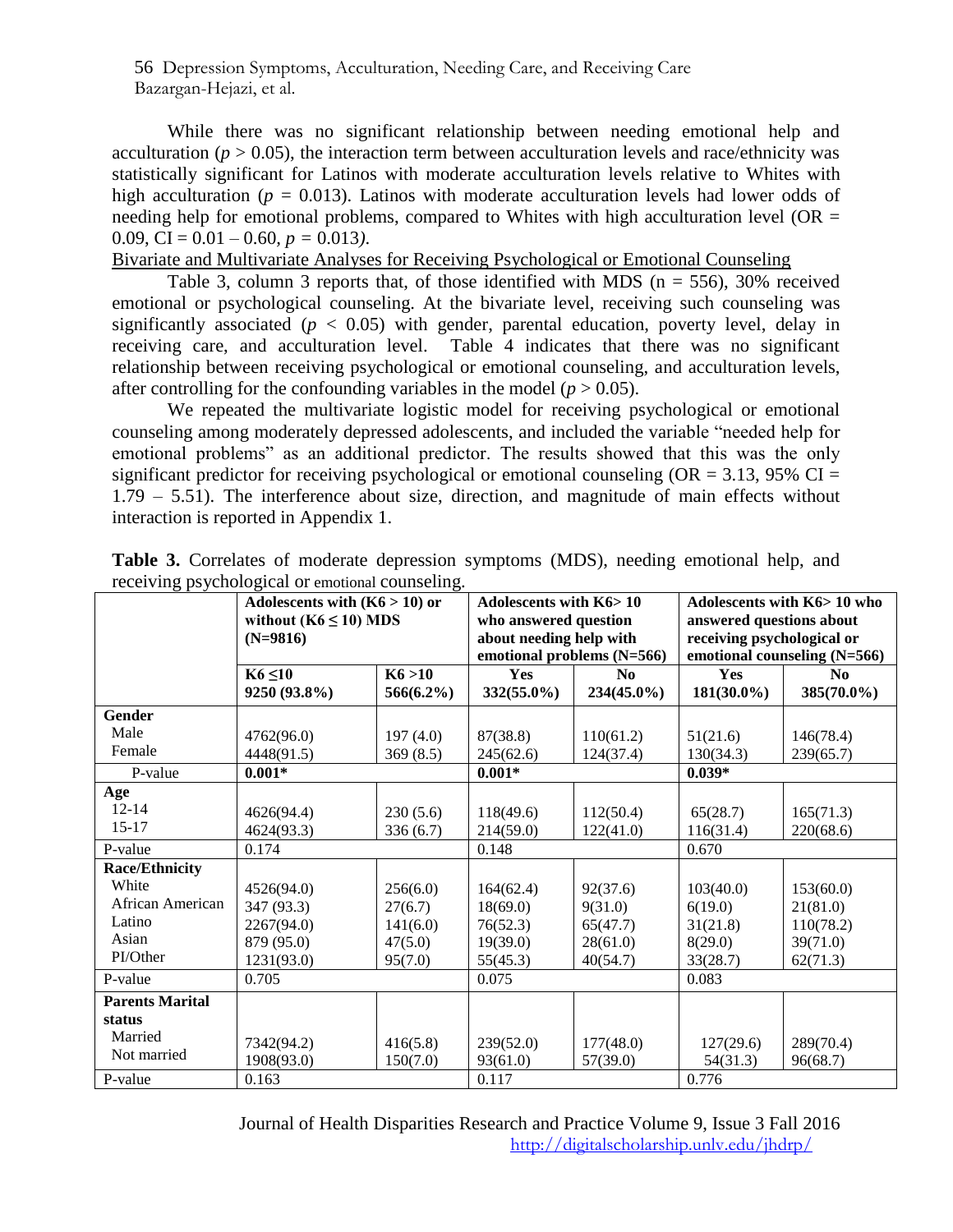While there was no significant relationship between needing emotional help and acculturation ($p > 0.05$), the interaction term between acculturation levels and race/ethnicity was statistically significant for Latinos with moderate acculturation levels relative to Whites with high acculturation ($p = 0.013$). Latinos with moderate acculturation levels had lower odds of needing help for emotional problems, compared to Whites with high acculturation level (OR = 0.09, CI = 0.01 – 0.60, $p = 0.013$).

Bivariate and Multivariate Analyses for Receiving Psychological or Emotional Counseling

Table 3, column 3 reports that, of those identified with MDS (n = 556), 30% received emotional or psychological counseling. At the bivariate level, receiving such counseling was significantly associated ($p < 0.05$) with gender, parental education, poverty level, delay in receiving care, and acculturation level. Table 4 indicates that there was no significant relationship between receiving psychological or emotional counseling, and acculturation levels, after controlling for the confounding variables in the model ($p > 0.05$).

We repeated the multivariate logistic model for receiving psychological or emotional counseling among moderately depressed adolescents, and included the variable "needed help for emotional problems" as an additional predictor. The results showed that this was the only significant predictor for receiving psychological or emotional counseling (OR = 3.13, 95% CI = 1.79 – 5.51). The interference about size, direction, and magnitude of main effects without interaction is reported in Appendix 1.

**Table 3.** Correlates of moderate depression symptoms (MDS), needing emotional help, and receiving psychological or emotional counseling.

| | **Adolescents with (K6 > 10) or without (K6 ≤ 10) MDS (N=9816)** | | **Adolescents with K6> 10 who answered question about needing help with emotional problems (N=566)** | | **Adolescents with K6> 10 who answered questions about receiving psychological or emotional counseling (N=566)** | |
|---|---|---|---|---|---|---|
| | **K6 ≤10 9250 (93.8%)** | **K6 >10 566(6.2%)** | **Yes 332(55.0%)** | **No 234(45.0%)** | **Yes 181(30.0%)** | **No 385(70.0%)** |
| **Gender** | | | | | | |
| Male | 4762(96.0) | 197 (4.0) | 87(38.8) | 110(61.2) | 51(21.6) | 146(78.4) |
| Female | 4448(91.5) | 369 (8.5) | 245(62.6) | 124(37.4) | 130(34.3) | 239(65.7) |
| P-value | **0.001*** | | **0.001*** | | **0.039*** | |
| **Age** | | | | | | |
| 12-14 | 4626(94.4) | 230 (5.6) | 118(49.6) | 112(50.4) | 65(28.7) | 165(71.3) |
| 15-17 | 4624(93.3) | 336 (6.7) | 214(59.0) | 122(41.0) | 116(31.4) | 220(68.6) |
| P-value | 0.174 | | 0.148 | | 0.670 | |
| **Race/Ethnicity** | | | | | | |
| White | 4526(94.0) | 256(6.0) | 164(62.4) | 92(37.6) | 103(40.0) | 153(60.0) |
| African American | 347 (93.3) | 27(6.7) | 18(69.0) | 9(31.0) | 6(19.0) | 21(81.0) |
| Latino | 2267(94.0) | 141(6.0) | 76(52.3) | 65(47.7) | 31(21.8) | 110(78.2) |
| Asian | 879 (95.0) | 47(5.0) | 19(39.0) | 28(61.0) | 8(29.0) | 39(71.0) |
| PI/Other | 1231(93.0) | 95(7.0) | 55(45.3) | 40(54.7) | 33(28.7) | 62(71.3) |
| P-value | 0.705 | | 0.075 | | 0.083 | |
| **Parents Marital status** | | | | | | |
| Married | 7342(94.2) | 416(5.8) | 239(52.0) | 177(48.0) | 127(29.6) | 289(70.4) |
| Not married | 1908(93.0) | 150(7.0) | 93(61.0) | 57(39.0) | 54(31.3) | 96(68.7) |
| P-value | 0.163 | | 0.117 | | 0.776 | |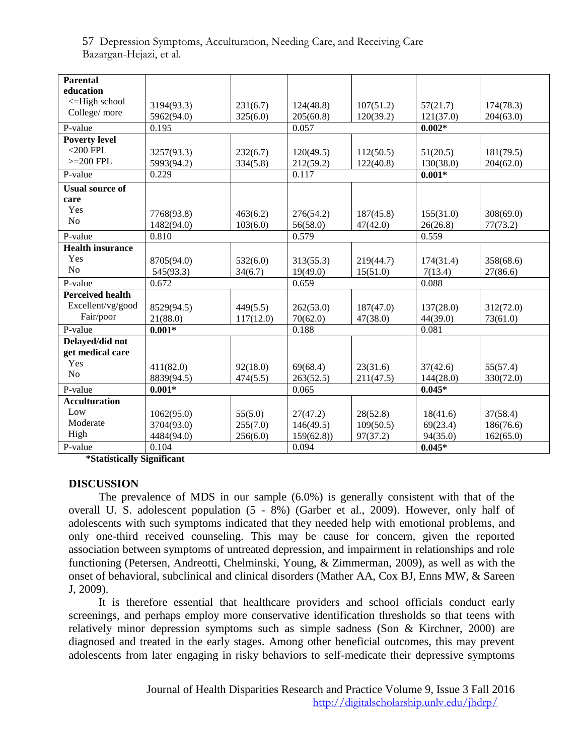| | | | | | | |
|---|---|---|---|---|---|---|
| **Parental education** | | | | | | |
| <=High school | 3194(93.3) | 231(6.7) | 124(48.8) | 107(51.2) | 57(21.7) | 174(78.3) |
| College/ more | 5962(94.0) | 325(6.0) | 205(60.8) | 120(39.2) | 121(37.0) | 204(63.0) |
| P-value | 0.195 | | 0.057 | | **0.002*** | |
| **Poverty level** | | | | | | |
| <200 FPL | 3257(93.3) | 232(6.7) | 120(49.5) | 112(50.5) | 51(20.5) | 181(79.5) |
| >=200 FPL | 5993(94.2) | 334(5.8) | 212(59.2) | 122(40.8) | 130(38.0) | 204(62.0) |
| P-value | 0.229 | | 0.117 | | **0.001*** | |
| **Usual source of care** | | | | | | |
| Yes | 7768(93.8) | 463(6.2) | 276(54.2) | 187(45.8) | 155(31.0) | 308(69.0) |
| No | 1482(94.0) | 103(6.0) | 56(58.0) | 47(42.0) | 26(26.8) | 77(73.2) |
| P-value | 0.810 | | 0.579 | | 0.559 | |
| **Health insurance** | | | | | | |
| Yes | 8705(94.0) | 532(6.0) | 313(55.3) | 219(44.7) | 174(31.4) | 358(68.6) |
| No | 545(93.3) | 34(6.7) | 19(49.0) | 15(51.0) | 7(13.4) | 27(86.6) |
| P-value | 0.672 | | 0.659 | | 0.088 | |
| **Perceived health** | | | | | | |
| Excellent/vg/good | 8529(94.5) | 449(5.5) | 262(53.0) | 187(47.0) | 137(28.0) | 312(72.0) |
| Fair/poor | 21(88.0) | 117(12.0) | 70(62.0) | 47(38.0) | 44(39.0) | 73(61.0) |
| P-value | **0.001*** | | 0.188 | | 0.081 | |
| **Delayed/did not get medical care** | | | | | | |
| Yes | 411(82.0) | 92(18.0) | 69(68.4) | 23(31.6) | 37(42.6) | 55(57.4) |
| No | 8839(94.5) | 474(5.5) | 263(52.5) | 211(47.5) | 144(28.0) | 330(72.0) |
| P-value | **0.001*** | | 0.065 | | **0.045*** | |
| **Acculturation** | | | | | | |
| Low | 1062(95.0) | 55(5.0) | 27(47.2) | 28(52.8) | 18(41.6) | 37(58.4) |
| Moderate | 3704(93.0) | 255(7.0) | 146(49.5) | 109(50.5) | 69(23.4) | 186(76.6) |
| High | 4484(94.0) | 256(6.0) | 159(62.8)) | 97(37.2) | 94(35.0) | 162(65.0) |
| P-value | 0.104 | | 0.094 | | **0.045*** | |

**\*Statistically Significant**

## DISCUSSION

The prevalence of MDS in our sample (6.0%) is generally consistent with that of the overall U. S. adolescent population (5 - 8%) (Garber et al., 2009). However, only half of adolescents with such symptoms indicated that they needed help with emotional problems, and only one-third received counseling. This may be cause for concern, given the reported association between symptoms of untreated depression, and impairment in relationships and role functioning (Petersen, Andreotti, Chelminski, Young, & Zimmerman, 2009), as well as with the onset of behavioral, subclinical and clinical disorders (Mather AA, Cox BJ, Enns MW, & Sareen J, 2009).

It is therefore essential that healthcare providers and school officials conduct early screenings, and perhaps employ more conservative identification thresholds so that teens with relatively minor depression symptoms such as simple sadness (Son & Kirchner, 2000) are diagnosed and treated in the early stages. Among other beneficial outcomes, this may prevent adolescents from later engaging in risky behaviors to self-medicate their depressive symptoms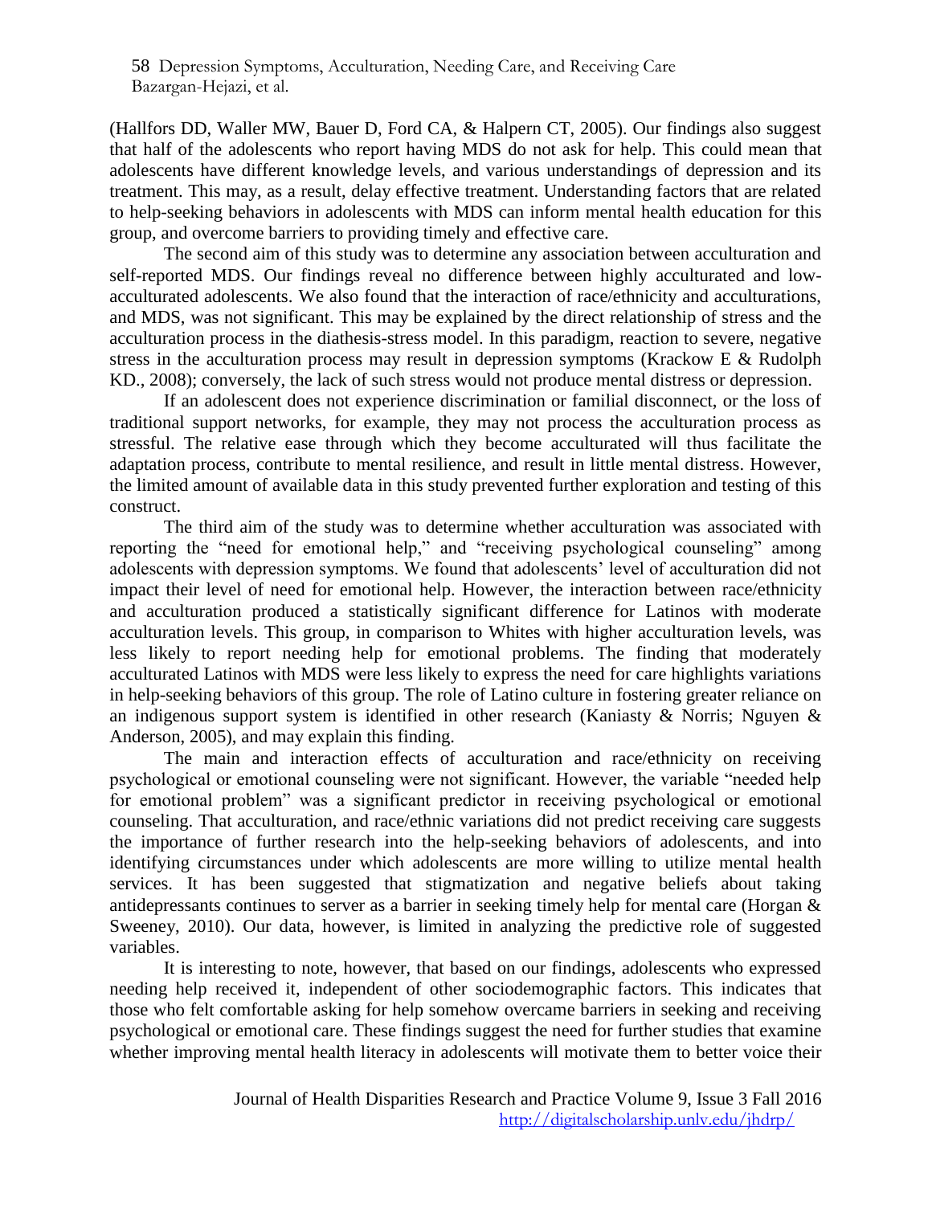(Hallfors DD, Waller MW, Bauer D, Ford CA, & Halpern CT, 2005). Our findings also suggest that half of the adolescents who report having MDS do not ask for help. This could mean that adolescents have different knowledge levels, and various understandings of depression and its treatment. This may, as a result, delay effective treatment. Understanding factors that are related to help-seeking behaviors in adolescents with MDS can inform mental health education for this group, and overcome barriers to providing timely and effective care.

The second aim of this study was to determine any association between acculturation and self-reported MDS. Our findings reveal no difference between highly acculturated and low-acculturated adolescents. We also found that the interaction of race/ethnicity and acculturations, and MDS, was not significant. This may be explained by the direct relationship of stress and the acculturation process in the diathesis-stress model. In this paradigm, reaction to severe, negative stress in the acculturation process may result in depression symptoms (Krackow E & Rudolph KD., 2008); conversely, the lack of such stress would not produce mental distress or depression.

If an adolescent does not experience discrimination or familial disconnect, or the loss of traditional support networks, for example, they may not process the acculturation process as stressful. The relative ease through which they become acculturated will thus facilitate the adaptation process, contribute to mental resilience, and result in little mental distress. However, the limited amount of available data in this study prevented further exploration and testing of this construct.

The third aim of the study was to determine whether acculturation was associated with reporting the "need for emotional help," and "receiving psychological counseling" among adolescents with depression symptoms. We found that adolescents' level of acculturation did not impact their level of need for emotional help. However, the interaction between race/ethnicity and acculturation produced a statistically significant difference for Latinos with moderate acculturation levels. This group, in comparison to Whites with higher acculturation levels, was less likely to report needing help for emotional problems. The finding that moderately acculturated Latinos with MDS were less likely to express the need for care highlights variations in help-seeking behaviors of this group. The role of Latino culture in fostering greater reliance on an indigenous support system is identified in other research (Kaniasty & Norris; Nguyen & Anderson, 2005), and may explain this finding.

The main and interaction effects of acculturation and race/ethnicity on receiving psychological or emotional counseling were not significant. However, the variable "needed help for emotional problem" was a significant predictor in receiving psychological or emotional counseling. That acculturation, and race/ethnic variations did not predict receiving care suggests the importance of further research into the help-seeking behaviors of adolescents, and into identifying circumstances under which adolescents are more willing to utilize mental health services. It has been suggested that stigmatization and negative beliefs about taking antidepressants continues to server as a barrier in seeking timely help for mental care (Horgan & Sweeney, 2010). Our data, however, is limited in analyzing the predictive role of suggested variables.

It is interesting to note, however, that based on our findings, adolescents who expressed needing help received it, independent of other sociodemographic factors. This indicates that those who felt comfortable asking for help somehow overcame barriers in seeking and receiving psychological or emotional care. These findings suggest the need for further studies that examine whether improving mental health literacy in adolescents will motivate them to better voice their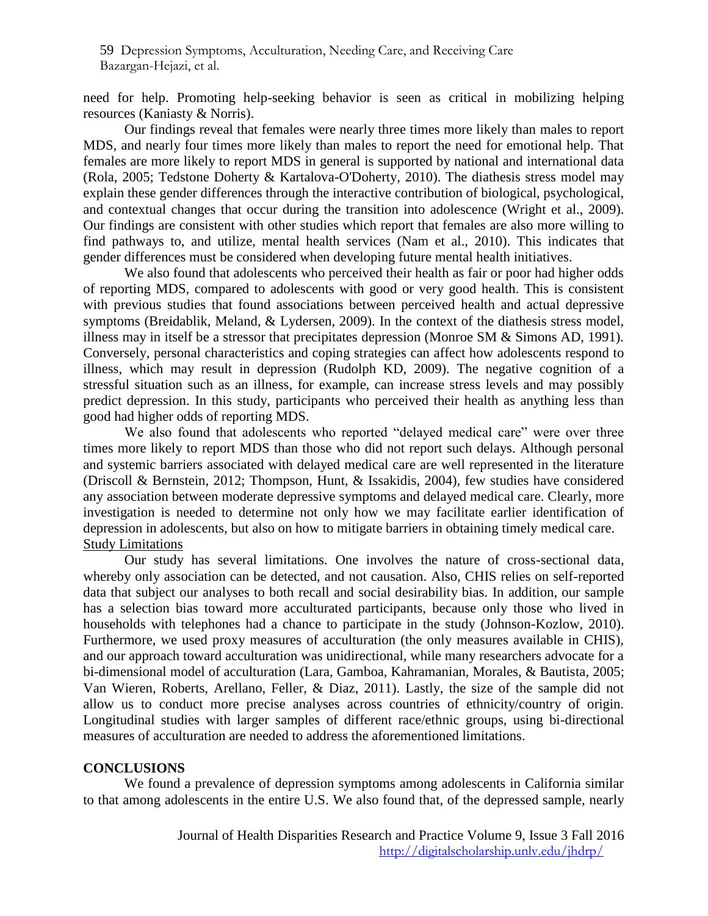need for help. Promoting help-seeking behavior is seen as critical in mobilizing helping resources (Kaniasty & Norris).

Our findings reveal that females were nearly three times more likely than males to report MDS, and nearly four times more likely than males to report the need for emotional help. That females are more likely to report MDS in general is supported by national and international data (Rola, 2005; Tedstone Doherty & Kartalova-O'Doherty, 2010). The diathesis stress model may explain these gender differences through the interactive contribution of biological, psychological, and contextual changes that occur during the transition into adolescence (Wright et al., 2009). Our findings are consistent with other studies which report that females are also more willing to find pathways to, and utilize, mental health services (Nam et al., 2010). This indicates that gender differences must be considered when developing future mental health initiatives.

We also found that adolescents who perceived their health as fair or poor had higher odds of reporting MDS, compared to adolescents with good or very good health. This is consistent with previous studies that found associations between perceived health and actual depressive symptoms (Breidablik, Meland, & Lydersen, 2009). In the context of the diathesis stress model, illness may in itself be a stressor that precipitates depression (Monroe SM & Simons AD, 1991). Conversely, personal characteristics and coping strategies can affect how adolescents respond to illness, which may result in depression (Rudolph KD, 2009). The negative cognition of a stressful situation such as an illness, for example, can increase stress levels and may possibly predict depression. In this study, participants who perceived their health as anything less than good had higher odds of reporting MDS.

We also found that adolescents who reported "delayed medical care" were over three times more likely to report MDS than those who did not report such delays. Although personal and systemic barriers associated with delayed medical care are well represented in the literature (Driscoll & Bernstein, 2012; Thompson, Hunt, & Issakidis, 2004), few studies have considered any association between moderate depressive symptoms and delayed medical care. Clearly, more investigation is needed to determine not only how we may facilitate earlier identification of depression in adolescents, but also on how to mitigate barriers in obtaining timely medical care.

### Study Limitations

Our study has several limitations. One involves the nature of cross-sectional data, whereby only association can be detected, and not causation. Also, CHIS relies on self-reported data that subject our analyses to both recall and social desirability bias. In addition, our sample has a selection bias toward more acculturated participants, because only those who lived in households with telephones had a chance to participate in the study (Johnson-Kozlow, 2010). Furthermore, we used proxy measures of acculturation (the only measures available in CHIS), and our approach toward acculturation was unidirectional, while many researchers advocate for a bi-dimensional model of acculturation (Lara, Gamboa, Kahramanian, Morales, & Bautista, 2005; Van Wieren, Roberts, Arellano, Feller, & Diaz, 2011). Lastly, the size of the sample did not allow us to conduct more precise analyses across countries of ethnicity/country of origin. Longitudinal studies with larger samples of different race/ethnic groups, using bi-directional measures of acculturation are needed to address the aforementioned limitations.

## CONCLUSIONS

We found a prevalence of depression symptoms among adolescents in California similar to that among adolescents in the entire U.S. We also found that, of the depressed sample, nearly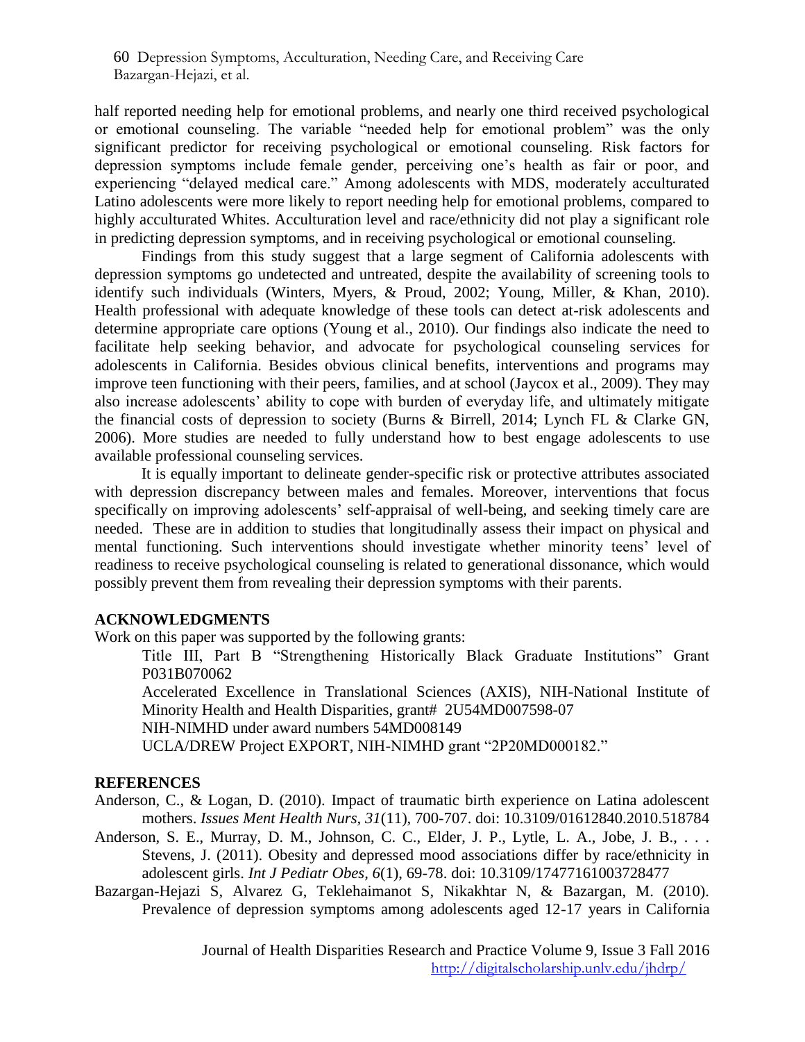half reported needing help for emotional problems, and nearly one third received psychological or emotional counseling. The variable "needed help for emotional problem" was the only significant predictor for receiving psychological or emotional counseling. Risk factors for depression symptoms include female gender, perceiving one's health as fair or poor, and experiencing "delayed medical care." Among adolescents with MDS, moderately acculturated Latino adolescents were more likely to report needing help for emotional problems, compared to highly acculturated Whites. Acculturation level and race/ethnicity did not play a significant role in predicting depression symptoms, and in receiving psychological or emotional counseling.

Findings from this study suggest that a large segment of California adolescents with depression symptoms go undetected and untreated, despite the availability of screening tools to identify such individuals (Winters, Myers, & Proud, 2002; Young, Miller, & Khan, 2010). Health professional with adequate knowledge of these tools can detect at-risk adolescents and determine appropriate care options (Young et al., 2010). Our findings also indicate the need to facilitate help seeking behavior, and advocate for psychological counseling services for adolescents in California. Besides obvious clinical benefits, interventions and programs may improve teen functioning with their peers, families, and at school (Jaycox et al., 2009). They may also increase adolescents' ability to cope with burden of everyday life, and ultimately mitigate the financial costs of depression to society (Burns & Birrell, 2014; Lynch FL & Clarke GN, 2006). More studies are needed to fully understand how to best engage adolescents to use available professional counseling services.

It is equally important to delineate gender-specific risk or protective attributes associated with depression discrepancy between males and females. Moreover, interventions that focus specifically on improving adolescents' self-appraisal of well-being, and seeking timely care are needed. These are in addition to studies that longitudinally assess their impact on physical and mental functioning. Such interventions should investigate whether minority teens' level of readiness to receive psychological counseling is related to generational dissonance, which would possibly prevent them from revealing their depression symptoms with their parents.

## ACKNOWLEDGMENTS

Work on this paper was supported by the following grants:

Title III, Part B "Strengthening Historically Black Graduate Institutions" Grant P031B070062

Accelerated Excellence in Translational Sciences (AXIS), NIH-National Institute of Minority Health and Health Disparities, grant# 2U54MD007598-07

NIH-NIMHD under award numbers 54MD008149

UCLA/DREW Project EXPORT, NIH-NIMHD grant "2P20MD000182."

## REFERENCES

Anderson, C., & Logan, D. (2010). Impact of traumatic birth experience on Latina adolescent mothers. *Issues Ment Health Nurs, 31*(11), 700-707. doi: 10.3109/01612840.2010.518784

Anderson, S. E., Murray, D. M., Johnson, C. C., Elder, J. P., Lytle, L. A., Jobe, J. B., . . . Stevens, J. (2011). Obesity and depressed mood associations differ by race/ethnicity in adolescent girls. *Int J Pediatr Obes, 6*(1), 69-78. doi: 10.3109/17477161003728477

Bazargan-Hejazi S, Alvarez G, Teklehaimanot S, Nikakhtar N, & Bazargan, M. (2010). Prevalence of depression symptoms among adolescents aged 12-17 years in California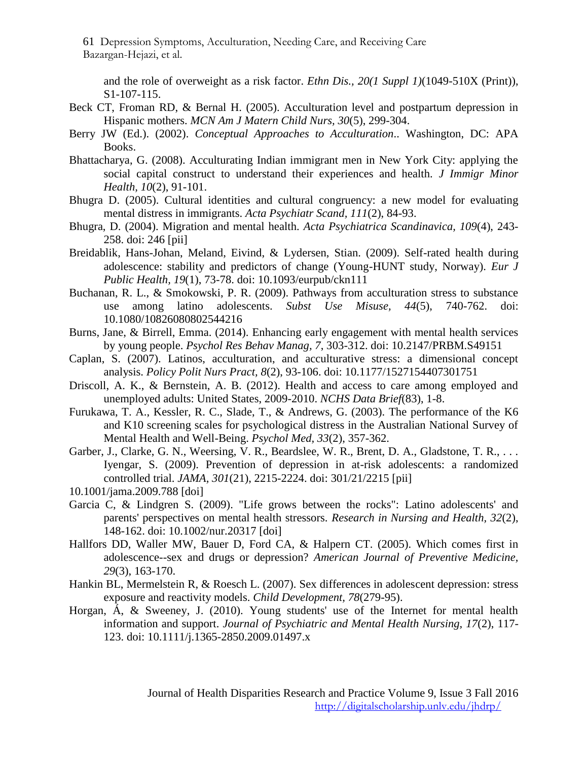and the role of overweight as a risk factor. *Ethn Dis., 20(1 Suppl 1)*(1049-510X (Print)), S1-107-115.

Beck CT, Froman RD, & Bernal H. (2005). Acculturation level and postpartum depression in Hispanic mothers. *MCN Am J Matern Child Nurs, 30*(5), 299-304.

Berry JW (Ed.). (2002). *Conceptual Approaches to Acculturation.*. Washington, DC: APA Books.

Bhattacharya, G. (2008). Acculturating Indian immigrant men in New York City: applying the social capital construct to understand their experiences and health. *J Immigr Minor Health, 10*(2), 91-101.

Bhugra D. (2005). Cultural identities and cultural congruency: a new model for evaluating mental distress in immigrants. *Acta Psychiatr Scand, 111*(2), 84-93.

Bhugra, D. (2004). Migration and mental health. *Acta Psychiatrica Scandinavica, 109*(4), 243-258. doi: 246 [pii]

Breidablik, Hans-Johan, Meland, Eivind, & Lydersen, Stian. (2009). Self-rated health during adolescence: stability and predictors of change (Young-HUNT study, Norway). *Eur J Public Health, 19*(1), 73-78. doi: 10.1093/eurpub/ckn111

Buchanan, R. L., & Smokowski, P. R. (2009). Pathways from acculturation stress to substance use among latino adolescents. *Subst Use Misuse, 44*(5), 740-762. doi: 10.1080/10826080802544216

Burns, Jane, & Birrell, Emma. (2014). Enhancing early engagement with mental health services by young people. *Psychol Res Behav Manag, 7*, 303-312. doi: 10.2147/PRBM.S49151

Caplan, S. (2007). Latinos, acculturation, and acculturative stress: a dimensional concept analysis. *Policy Polit Nurs Pract, 8*(2), 93-106. doi: 10.1177/1527154407301751

Driscoll, A. K., & Bernstein, A. B. (2012). Health and access to care among employed and unemployed adults: United States, 2009-2010. *NCHS Data Brief*(83), 1-8.

Furukawa, T. A., Kessler, R. C., Slade, T., & Andrews, G. (2003). The performance of the K6 and K10 screening scales for psychological distress in the Australian National Survey of Mental Health and Well-Being. *Psychol Med, 33*(2), 357-362.

Garber, J., Clarke, G. N., Weersing, V. R., Beardslee, W. R., Brent, D. A., Gladstone, T. R., . . . Iyengar, S. (2009). Prevention of depression in at-risk adolescents: a randomized controlled trial. *JAMA, 301*(21), 2215-2224. doi: 301/21/2215 [pii]
10.1001/jama.2009.788 [doi]

Garcia C, & Lindgren S. (2009). "Life grows between the rocks": Latino adolescents' and parents' perspectives on mental health stressors. *Research in Nursing and Health, 32*(2), 148-162. doi: 10.1002/nur.20317 [doi]

Hallfors DD, Waller MW, Bauer D, Ford CA, & Halpern CT. (2005). Which comes first in adolescence--sex and drugs or depression? *American Journal of Preventive Medicine, 29*(3), 163-170.

Hankin BL, Mermelstein R, & Roesch L. (2007). Sex differences in adolescent depression: stress exposure and reactivity models. *Child Development, 78*(279-95).

Horgan, Á, & Sweeney, J. (2010). Young students' use of the Internet for mental health information and support. *Journal of Psychiatric and Mental Health Nursing, 17*(2), 117-123. doi: 10.1111/j.1365-2850.2009.01497.x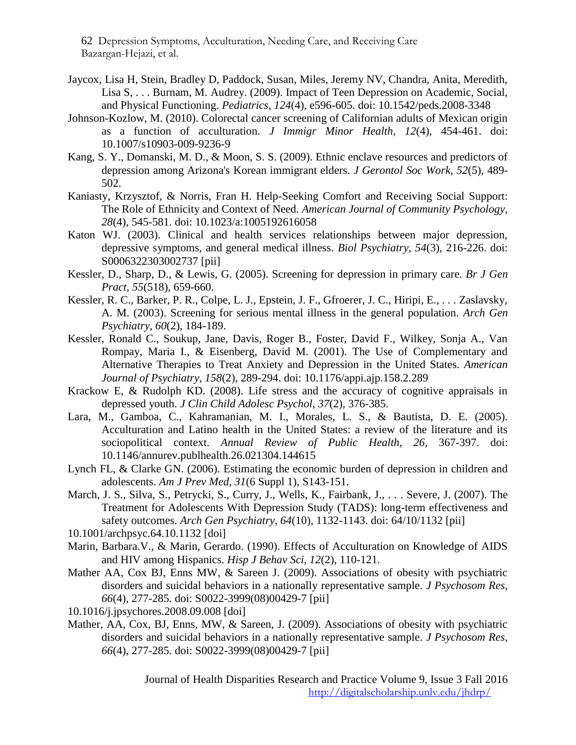Jaycox, Lisa H, Stein, Bradley D, Paddock, Susan, Miles, Jeremy NV, Chandra, Anita, Meredith, Lisa S, . . . Burnam, M. Audrey. (2009). Impact of Teen Depression on Academic, Social, and Physical Functioning. *Pediatrics, 124*(4), e596-605. doi: 10.1542/peds.2008-3348

Johnson-Kozlow, M. (2010). Colorectal cancer screening of Californian adults of Mexican origin as a function of acculturation. *J Immigr Minor Health, 12*(4), 454-461. doi: 10.1007/s10903-009-9236-9

Kang, S. Y., Domanski, M. D., & Moon, S. S. (2009). Ethnic enclave resources and predictors of depression among Arizona's Korean immigrant elders. *J Gerontol Soc Work, 52*(5), 489-502.

Kaniasty, Krzysztof, & Norris, Fran H. Help-Seeking Comfort and Receiving Social Support: The Role of Ethnicity and Context of Need. *American Journal of Community Psychology, 28*(4), 545-581. doi: 10.1023/a:1005192616058

Katon WJ. (2003). Clinical and health services relationships between major depression, depressive symptoms, and general medical illness. *Biol Psychiatry, 54*(3), 216-226. doi: S0006322303002737 [pii]

Kessler, D., Sharp, D., & Lewis, G. (2005). Screening for depression in primary care. *Br J Gen Pract, 55*(518), 659-660.

Kessler, R. C., Barker, P. R., Colpe, L. J., Epstein, J. F., Gfroerer, J. C., Hiripi, E., . . . Zaslavsky, A. M. (2003). Screening for serious mental illness in the general population. *Arch Gen Psychiatry, 60*(2), 184-189.

Kessler, Ronald C., Soukup, Jane, Davis, Roger B., Foster, David F., Wilkey, Sonja A., Van Rompay, Maria I., & Eisenberg, David M. (2001). The Use of Complementary and Alternative Therapies to Treat Anxiety and Depression in the United States. *American Journal of Psychiatry, 158*(2), 289-294. doi: 10.1176/appi.ajp.158.2.289

Krackow E, & Rudolph KD. (2008). Life stress and the accuracy of cognitive appraisals in depressed youth. *J Clin Child Adolesc Psychol, 37*(2), 376-385.

Lara, M., Gamboa, C., Kahramanian, M. I., Morales, L. S., & Bautista, D. E. (2005). Acculturation and Latino health in the United States: a review of the literature and its sociopolitical context. *Annual Review of Public Health, 26*, 367-397. doi: 10.1146/annurev.publhealth.26.021304.144615

Lynch FL, & Clarke GN. (2006). Estimating the economic burden of depression in children and adolescents. *Am J Prev Med, 31*(6 Suppl 1), S143-151.

March, J. S., Silva, S., Petrycki, S., Curry, J., Wells, K., Fairbank, J., . . . Severe, J. (2007). The Treatment for Adolescents With Depression Study (TADS): long-term effectiveness and safety outcomes. *Arch Gen Psychiatry, 64*(10), 1132-1143. doi: 64/10/1132 [pii]

10.1001/archpsyc.64.10.1132 [doi]

Marin, Barbara.V., & Marin, Gerardo. (1990). Effects of Acculturation on Knowledge of AIDS and HIV among Hispanics. *Hisp J Behav Sci, 12*(2), 110-121.

Mather AA, Cox BJ, Enns MW, & Sareen J. (2009). Associations of obesity with psychiatric disorders and suicidal behaviors in a nationally representative sample. *J Psychosom Res, 66*(4), 277-285. doi: S0022-3999(08)00429-7 [pii]

10.1016/j.jpsychores.2008.09.008 [doi]

Mather, AA, Cox, BJ, Enns, MW, & Sareen, J. (2009). Associations of obesity with psychiatric disorders and suicidal behaviors in a nationally representative sample. *J Psychosom Res, 66*(4), 277-285. doi: S0022-3999(08)00429-7 [pii]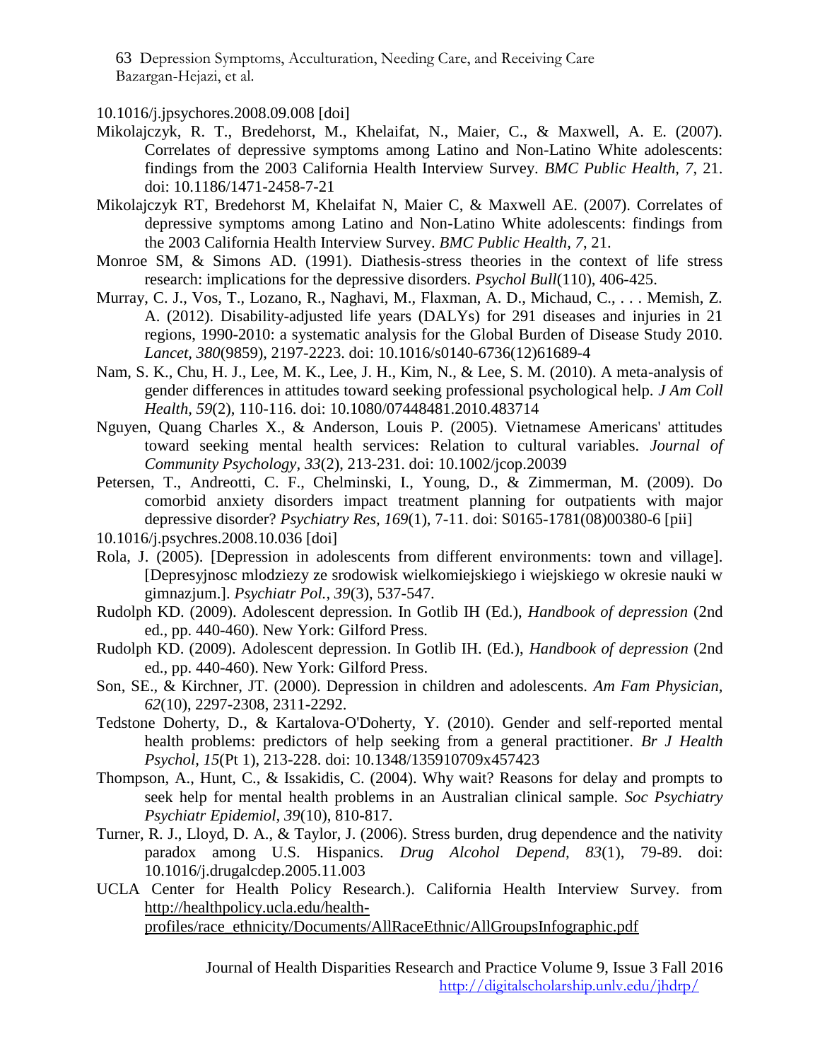10.1016/j.jpsychores.2008.09.008 [doi]

Mikolajczyk, R. T., Bredehorst, M., Khelaifat, N., Maier, C., & Maxwell, A. E. (2007). Correlates of depressive symptoms among Latino and Non-Latino White adolescents: findings from the 2003 California Health Interview Survey. *BMC Public Health, 7*, 21. doi: 10.1186/1471-2458-7-21

Mikolajczyk RT, Bredehorst M, Khelaifat N, Maier C, & Maxwell AE. (2007). Correlates of depressive symptoms among Latino and Non-Latino White adolescents: findings from the 2003 California Health Interview Survey. *BMC Public Health, 7*, 21.

Monroe SM, & Simons AD. (1991). Diathesis-stress theories in the context of life stress research: implications for the depressive disorders. *Psychol Bull*(110), 406-425.

Murray, C. J., Vos, T., Lozano, R., Naghavi, M., Flaxman, A. D., Michaud, C., . . . Memish, Z. A. (2012). Disability-adjusted life years (DALYs) for 291 diseases and injuries in 21 regions, 1990-2010: a systematic analysis for the Global Burden of Disease Study 2010. *Lancet, 380*(9859), 2197-2223. doi: 10.1016/s0140-6736(12)61689-4

Nam, S. K., Chu, H. J., Lee, M. K., Lee, J. H., Kim, N., & Lee, S. M. (2010). A meta-analysis of gender differences in attitudes toward seeking professional psychological help. *J Am Coll Health, 59*(2), 110-116. doi: 10.1080/07448481.2010.483714

Nguyen, Quang Charles X., & Anderson, Louis P. (2005). Vietnamese Americans' attitudes toward seeking mental health services: Relation to cultural variables. *Journal of Community Psychology, 33*(2), 213-231. doi: 10.1002/jcop.20039

Petersen, T., Andreotti, C. F., Chelminski, I., Young, D., & Zimmerman, M. (2009). Do comorbid anxiety disorders impact treatment planning for outpatients with major depressive disorder? *Psychiatry Res, 169*(1), 7-11. doi: S0165-1781(08)00380-6 [pii]

10.1016/j.psychres.2008.10.036 [doi]

Rola, J. (2005). [Depression in adolescents from different environments: town and village]. [Depresyjnosc mlodziezy ze srodowisk wielkomiejskiego i wiejskiego w okresie nauki w gimnazjum.]. *Psychiatr Pol., 39*(3), 537-547.

Rudolph KD. (2009). Adolescent depression. In Gotlib IH (Ed.), *Handbook of depression* (2nd ed., pp. 440-460). New York: Gilford Press.

Rudolph KD. (2009). Adolescent depression. In Gotlib IH. (Ed.), *Handbook of depression* (2nd ed., pp. 440-460). New York: Gilford Press.

Son, SE., & Kirchner, JT. (2000). Depression in children and adolescents. *Am Fam Physician, 62*(10), 2297-2308, 2311-2292.

Tedstone Doherty, D., & Kartalova-O'Doherty, Y. (2010). Gender and self-reported mental health problems: predictors of help seeking from a general practitioner. *Br J Health Psychol, 15*(Pt 1), 213-228. doi: 10.1348/135910709x457423

Thompson, A., Hunt, C., & Issakidis, C. (2004). Why wait? Reasons for delay and prompts to seek help for mental health problems in an Australian clinical sample. *Soc Psychiatry Psychiatr Epidemiol, 39*(10), 810-817.

Turner, R. J., Lloyd, D. A., & Taylor, J. (2006). Stress burden, drug dependence and the nativity paradox among U.S. Hispanics. *Drug Alcohol Depend, 83*(1), 79-89. doi: 10.1016/j.drugalcdep.2005.11.003

UCLA Center for Health Policy Research.). California Health Interview Survey. from http://healthpolicy.ucla.edu/health-profiles/race_ethnicity/Documents/AllRaceEthnic/AllGroupsInfographic.pdf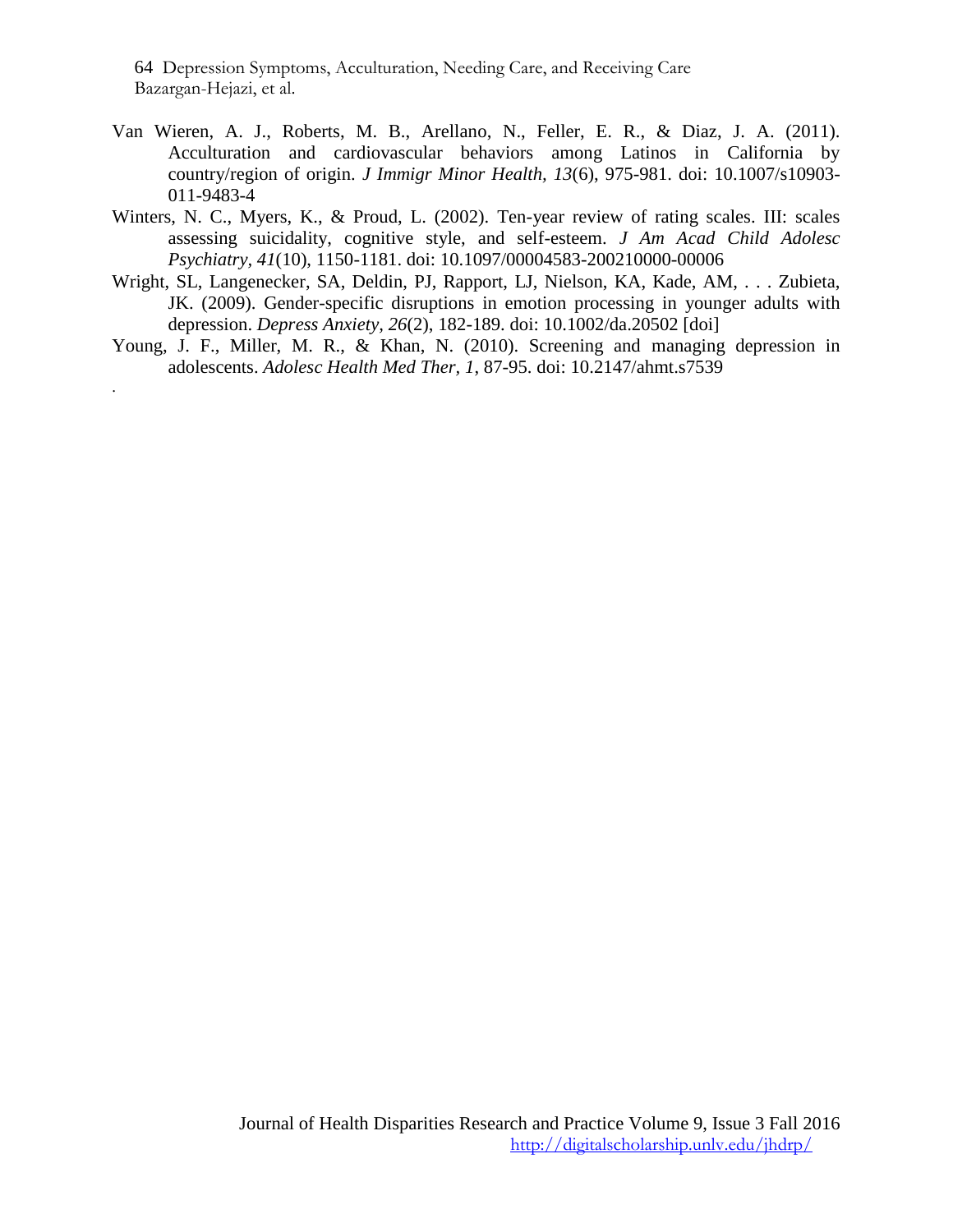Van Wieren, A. J., Roberts, M. B., Arellano, N., Feller, E. R., & Diaz, J. A. (2011). Acculturation and cardiovascular behaviors among Latinos in California by country/region of origin. *J Immigr Minor Health, 13*(6), 975-981. doi: 10.1007/s10903-011-9483-4

Winters, N. C., Myers, K., & Proud, L. (2002). Ten-year review of rating scales. III: scales assessing suicidality, cognitive style, and self-esteem. *J Am Acad Child Adolesc Psychiatry, 41*(10), 1150-1181. doi: 10.1097/00004583-200210000-00006

Wright, SL, Langenecker, SA, Deldin, PJ, Rapport, LJ, Nielson, KA, Kade, AM, . . . Zubieta, JK. (2009). Gender-specific disruptions in emotion processing in younger adults with depression. *Depress Anxiety, 26*(2), 182-189. doi: 10.1002/da.20502 [doi]

Young, J. F., Miller, M. R., & Khan, N. (2010). Screening and managing depression in adolescents. *Adolesc Health Med Ther, 1*, 87-95. doi: 10.2147/ahmt.s7539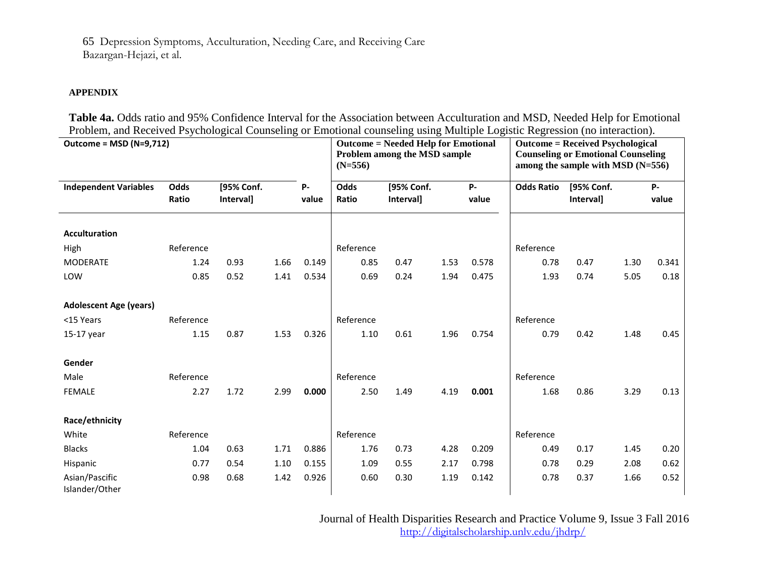**APPENDIX**

**Table 4a.** Odds ratio and 95% Confidence Interval for the Association between Acculturation and MSD, Needed Help for Emotional Problem, and Received Psychological Counseling or Emotional counseling using Multiple Logistic Regression (no interaction).

| Outcome = MSD (N=9,712) | | | | | Outcome = Needed Help for Emotional Problem among the MSD sample (N=556) | | | | Outcome = Received Psychological Counseling or Emotional Counseling among the sample with MSD (N=556) | | | |
|---|---|---|---|---|---|---|---|---|---|---|---|---|
| **Independent Variables** | **Odds Ratio** | **[95% Conf. Interval]** | | **P-value** | **Odds Ratio** | **[95% Conf. Interval]** | | **P-value** | **Odds Ratio** | **[95% Conf. Interval]** | | **P-value** |
| **Acculturation** | | | | | | | | | | | | |
| High | Reference | | | | Reference | | | | Reference | | | |
| MODERATE | 1.24 | 0.93 | 1.66 | 0.149 | 0.85 | 0.47 | 1.53 | 0.578 | 0.78 | 0.47 | 1.30 | 0.341 |
| LOW | 0.85 | 0.52 | 1.41 | 0.534 | 0.69 | 0.24 | 1.94 | 0.475 | 1.93 | 0.74 | 5.05 | 0.18 |
| **Adolescent Age (years)** | | | | | | | | | | | | |
| <15 Years | Reference | | | | Reference | | | | Reference | | | |
| 15-17 year | 1.15 | 0.87 | 1.53 | 0.326 | 1.10 | 0.61 | 1.96 | 0.754 | 0.79 | 0.42 | 1.48 | 0.45 |
| **Gender** | | | | | | | | | | | | |
| Male | Reference | | | | Reference | | | | Reference | | | |
| FEMALE | 2.27 | 1.72 | 2.99 | **0.000** | 2.50 | 1.49 | 4.19 | **0.001** | 1.68 | 0.86 | 3.29 | 0.13 |
| **Race/ethnicity** | | | | | | | | | | | | |
| White | Reference | | | | Reference | | | | Reference | | | |
| Blacks | 1.04 | 0.63 | 1.71 | 0.886 | 1.76 | 0.73 | 4.28 | 0.209 | 0.49 | 0.17 | 1.45 | 0.20 |
| Hispanic | 0.77 | 0.54 | 1.10 | 0.155 | 1.09 | 0.55 | 2.17 | 0.798 | 0.78 | 0.29 | 2.08 | 0.62 |
| Asian/Pascific Islander/Other | 0.98 | 0.68 | 1.42 | 0.926 | 0.60 | 0.30 | 1.19 | 0.142 | 0.78 | 0.37 | 1.66 | 0.52 |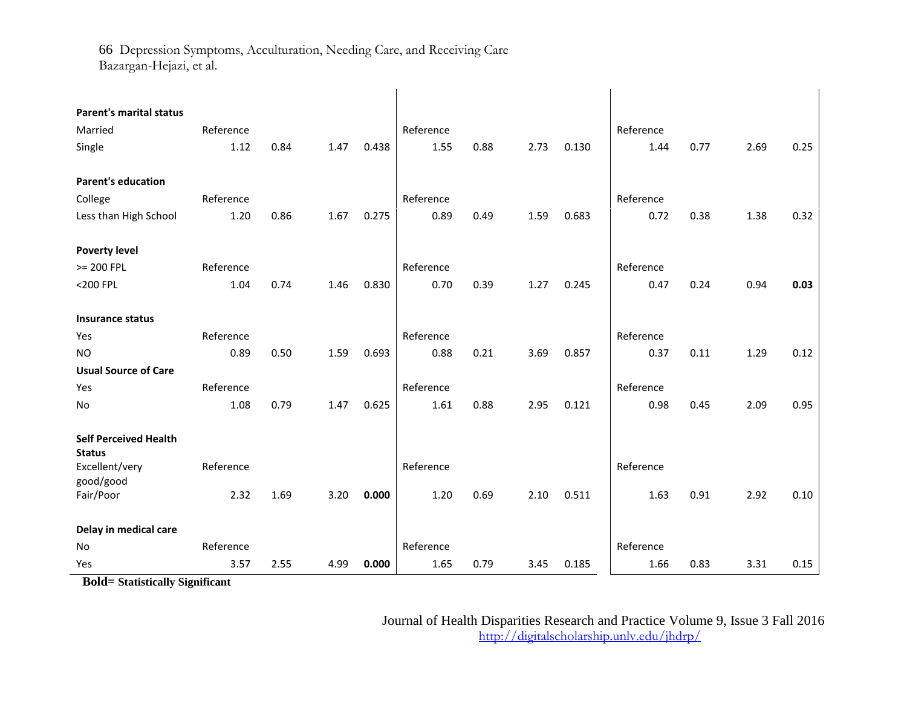| | | | | | | | | | | | | |
|---|---|---|---|---|---|---|---|---|---|---|---|---|
| **Parent's marital status** | | | | | | | | | | | | |
| Married | Reference | | | | Reference | | | | Reference | | | |
| Single | 1.12 | 0.84 | 1.47 | 0.438 | 1.55 | 0.88 | 2.73 | 0.130 | 1.44 | 0.77 | 2.69 | 0.25 |
| **Parent's education** | | | | | | | | | | | | |
| College | Reference | | | | Reference | | | | Reference | | | |
| Less than High School | 1.20 | 0.86 | 1.67 | 0.275 | 0.89 | 0.49 | 1.59 | 0.683 | 0.72 | 0.38 | 1.38 | 0.32 |
| **Poverty level** | | | | | | | | | | | | |
| >= 200 FPL | Reference | | | | Reference | | | | Reference | | | |
| <200 FPL | 1.04 | 0.74 | 1.46 | 0.830 | 0.70 | 0.39 | 1.27 | 0.245 | 0.47 | 0.24 | 0.94 | **0.03** |
| **Insurance status** | | | | | | | | | | | | |
| Yes | Reference | | | | Reference | | | | Reference | | | |
| NO | 0.89 | 0.50 | 1.59 | 0.693 | 0.88 | 0.21 | 3.69 | 0.857 | 0.37 | 0.11 | 1.29 | 0.12 |
| **Usual Source of Care** | | | | | | | | | | | | |
| Yes | Reference | | | | Reference | | | | Reference | | | |
| No | 1.08 | 0.79 | 1.47 | 0.625 | 1.61 | 0.88 | 2.95 | 0.121 | 0.98 | 0.45 | 2.09 | 0.95 |
| **Self Perceived Health Status** | | | | | | | | | | | | |
| Excellent/very good/good | Reference | | | | Reference | | | | Reference | | | |
| Fair/Poor | 2.32 | 1.69 | 3.20 | **0.000** | 1.20 | 0.69 | 2.10 | 0.511 | 1.63 | 0.91 | 2.92 | 0.10 |
| **Delay in medical care** | | | | | | | | | | | | |
| No | Reference | | | | Reference | | | | Reference | | | |
| Yes | 3.57 | 2.55 | 4.99 | **0.000** | 1.65 | 0.79 | 3.45 | 0.185 | 1.66 | 0.83 | 3.31 | 0.15 |

**Bold= Statistically Significant**